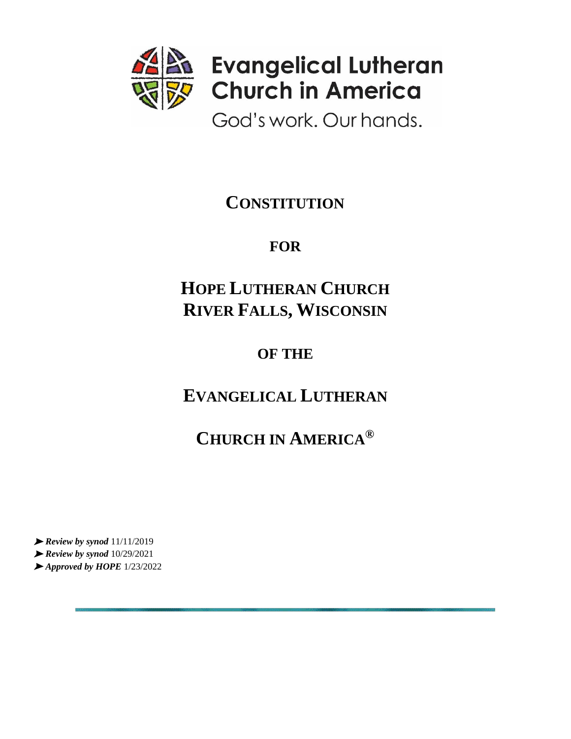Evangelical Lutheran Church in America

God's work. Our hands.

# CONSTITUTION

# FOR

# HOPE LUTHERAN CHURCH RIVER FALLS, WISCONSIN

# OF THE

# EVANGELICAL LUTHERAN

# CHURCH IN AMERICA®

➤ ***Review by synod*** 11/11/2019
➤ ***Review by synod*** 10/29/2021
➤ ***Approved by HOPE*** 1/23/2022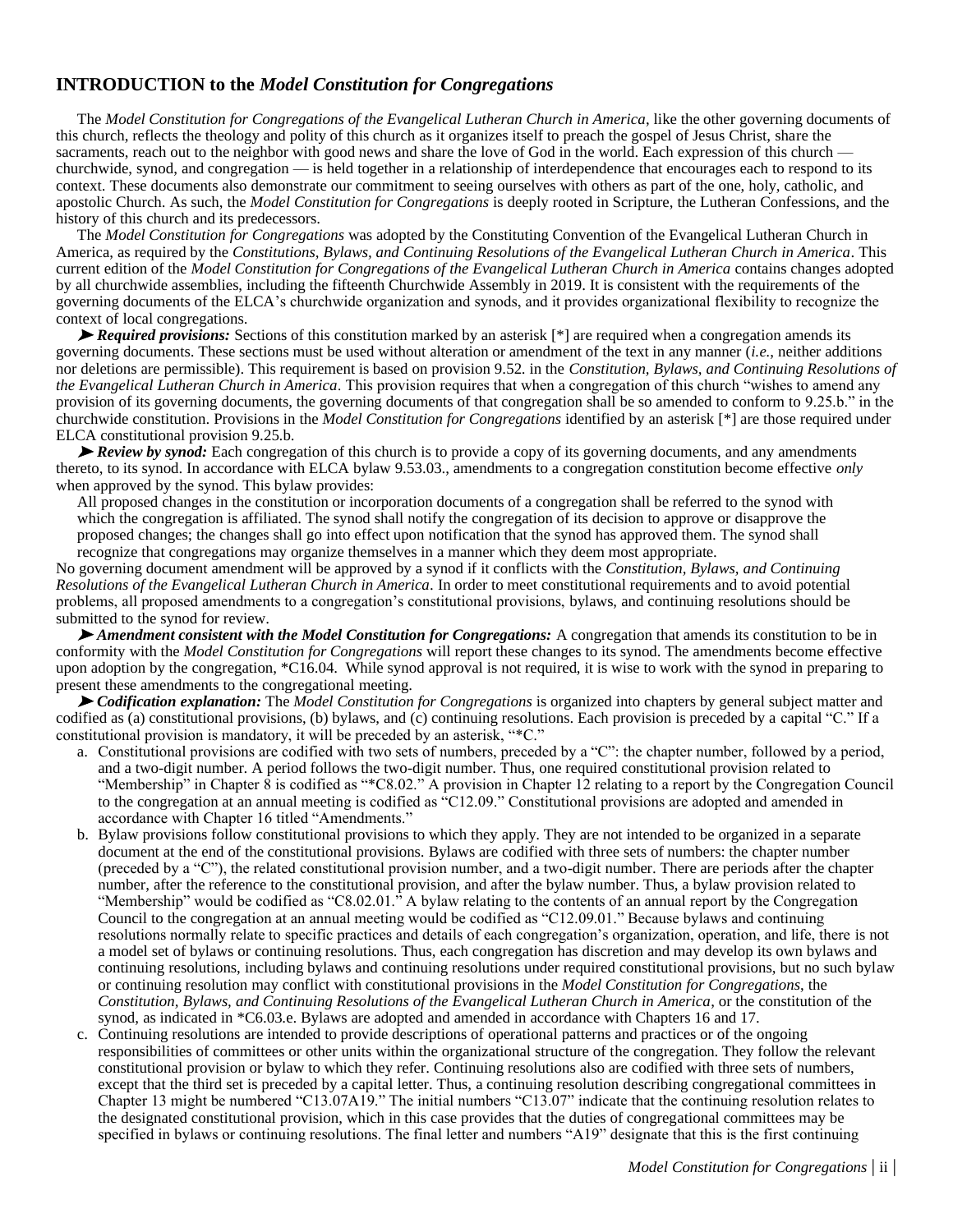## INTRODUCTION to the *Model Constitution for Congregations*

The *Model Constitution for Congregations of the Evangelical Lutheran Church in America*, like the other governing documents of this church, reflects the theology and polity of this church as it organizes itself to preach the gospel of Jesus Christ, share the sacraments, reach out to the neighbor with good news and share the love of God in the world. Each expression of this church — churchwide, synod, and congregation — is held together in a relationship of interdependence that encourages each to respond to its context. These documents also demonstrate our commitment to seeing ourselves with others as part of the one, holy, catholic, and apostolic Church. As such, the *Model Constitution for Congregations* is deeply rooted in Scripture, the Lutheran Confessions, and the history of this church and its predecessors.

The *Model Constitution for Congregations* was adopted by the Constituting Convention of the Evangelical Lutheran Church in America, as required by the *Constitutions, Bylaws, and Continuing Resolutions of the Evangelical Lutheran Church in America*. This current edition of the *Model Constitution for Congregations of the Evangelical Lutheran Church in America* contains changes adopted by all churchwide assemblies, including the fifteenth Churchwide Assembly in 2019. It is consistent with the requirements of the governing documents of the ELCA's churchwide organization and synods, and it provides organizational flexibility to recognize the context of local congregations.

➤ ***Required provisions:*** Sections of this constitution marked by an asterisk [*] are required when a congregation amends its governing documents. These sections must be used without alteration or amendment of the text in any manner (*i.e.*, neither additions nor deletions are permissible). This requirement is based on provision 9.52. in the *Constitution, Bylaws, and Continuing Resolutions of the Evangelical Lutheran Church in America*. This provision requires that when a congregation of this church "wishes to amend any provision of its governing documents, the governing documents of that congregation shall be so amended to conform to 9.25.b." in the churchwide constitution. Provisions in the *Model Constitution for Congregations* identified by an asterisk [*] are those required under ELCA constitutional provision 9.25.b.

➤ ***Review by synod:*** Each congregation of this church is to provide a copy of its governing documents, and any amendments thereto, to its synod. In accordance with ELCA bylaw 9.53.03., amendments to a congregation constitution become effective *only* when approved by the synod. This bylaw provides:

> All proposed changes in the constitution or incorporation documents of a congregation shall be referred to the synod with which the congregation is affiliated. The synod shall notify the congregation of its decision to approve or disapprove the proposed changes; the changes shall go into effect upon notification that the synod has approved them. The synod shall recognize that congregations may organize themselves in a manner which they deem most appropriate.

No governing document amendment will be approved by a synod if it conflicts with the *Constitution, Bylaws, and Continuing Resolutions of the Evangelical Lutheran Church in America*. In order to meet constitutional requirements and to avoid potential problems, all proposed amendments to a congregation's constitutional provisions, bylaws, and continuing resolutions should be submitted to the synod for review.

➤ ***Amendment consistent with the Model Constitution for Congregations:*** A congregation that amends its constitution to be in conformity with the *Model Constitution for Congregations* will report these changes to its synod. The amendments become effective upon adoption by the congregation, *C16.04. While synod approval is not required, it is wise to work with the synod in preparing to present these amendments to the congregational meeting.

➤ ***Codification explanation:*** The *Model Constitution for Congregations* is organized into chapters by general subject matter and codified as (a) constitutional provisions, (b) bylaws, and (c) continuing resolutions. Each provision is preceded by a capital "C." If a constitutional provision is mandatory, it will be preceded by an asterisk, "*C."

a. Constitutional provisions are codified with two sets of numbers, preceded by a "C": the chapter number, followed by a period, and a two-digit number. A period follows the two-digit number. Thus, one required constitutional provision related to "Membership" in Chapter 8 is codified as "*C8.02." A provision in Chapter 12 relating to a report by the Congregation Council to the congregation at an annual meeting is codified as "C12.09." Constitutional provisions are adopted and amended in accordance with Chapter 16 titled "Amendments."
b. Bylaw provisions follow constitutional provisions to which they apply. They are not intended to be organized in a separate document at the end of the constitutional provisions. Bylaws are codified with three sets of numbers: the chapter number (preceded by a "C"), the related constitutional provision number, and a two-digit number. There are periods after the chapter number, after the reference to the constitutional provision, and after the bylaw number. Thus, a bylaw provision related to "Membership" would be codified as "C8.02.01." A bylaw relating to the contents of an annual report by the Congregation Council to the congregation at an annual meeting would be codified as "C12.09.01." Because bylaws and continuing resolutions normally relate to specific practices and details of each congregation's organization, operation, and life, there is not a model set of bylaws or continuing resolutions. Thus, each congregation has discretion and may develop its own bylaws and continuing resolutions, including bylaws and continuing resolutions under required constitutional provisions, but no such bylaw or continuing resolution may conflict with constitutional provisions in the *Model Constitution for Congregations*, the *Constitution, Bylaws, and Continuing Resolutions of the Evangelical Lutheran Church in America*, or the constitution of the synod, as indicated in *C6.03.e. Bylaws are adopted and amended in accordance with Chapters 16 and 17.
c. Continuing resolutions are intended to provide descriptions of operational patterns and practices or of the ongoing responsibilities of committees or other units within the organizational structure of the congregation. They follow the relevant constitutional provision or bylaw to which they refer. Continuing resolutions also are codified with three sets of numbers, except that the third set is preceded by a capital letter. Thus, a continuing resolution describing congregational committees in Chapter 13 might be numbered "C13.07A19." The initial numbers "C13.07" indicate that the continuing resolution relates to the designated constitutional provision, which in this case provides that the duties of congregational committees may be specified in bylaws or continuing resolutions. The final letter and numbers "A19" designate that this is the first continuing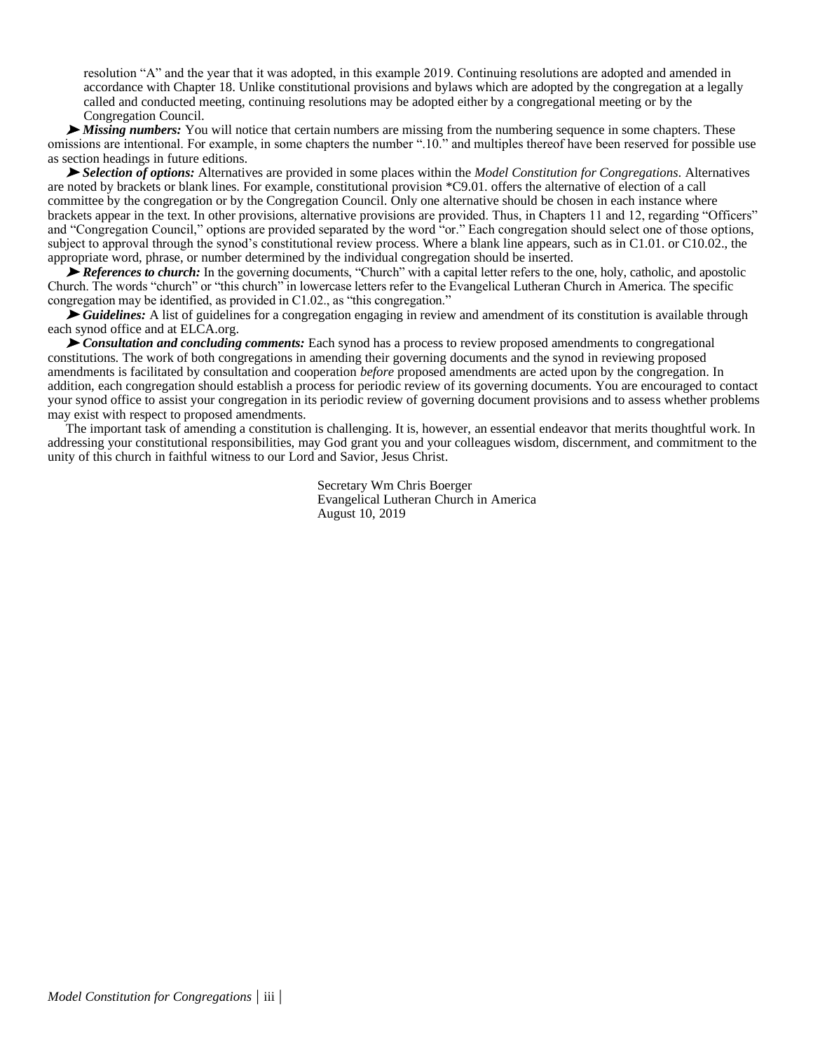resolution “A” and the year that it was adopted, in this example 2019. Continuing resolutions are adopted and amended in accordance with Chapter 18. Unlike constitutional provisions and bylaws which are adopted by the congregation at a legally called and conducted meeting, continuing resolutions may be adopted either by a congregational meeting or by the Congregation Council.

➤ ***Missing numbers:*** You will notice that certain numbers are missing from the numbering sequence in some chapters. These omissions are intentional. For example, in some chapters the number “.10.” and multiples thereof have been reserved for possible use as section headings in future editions.

➤ ***Selection of options:*** Alternatives are provided in some places within the *Model Constitution for Congregations*. Alternatives are noted by brackets or blank lines. For example, constitutional provision *C9.01. offers the alternative of election of a call committee by the congregation or by the Congregation Council. Only one alternative should be chosen in each instance where brackets appear in the text. In other provisions, alternative provisions are provided. Thus, in Chapters 11 and 12, regarding “Officers” and “Congregation Council,” options are provided separated by the word “or.” Each congregation should select one of those options, subject to approval through the synod’s constitutional review process. Where a blank line appears, such as in C1.01. or C10.02., the appropriate word, phrase, or number determined by the individual congregation should be inserted.

➤ ***References to church:*** In the governing documents, “Church” with a capital letter refers to the one, holy, catholic, and apostolic Church. The words “church” or “this church” in lowercase letters refer to the Evangelical Lutheran Church in America. The specific congregation may be identified, as provided in C1.02., as “this congregation.”

➤ ***Guidelines:*** A list of guidelines for a congregation engaging in review and amendment of its constitution is available through each synod office and at ELCA.org.

➤ ***Consultation and concluding comments:*** Each synod has a process to review proposed amendments to congregational constitutions. The work of both congregations in amending their governing documents and the synod in reviewing proposed amendments is facilitated by consultation and cooperation *before* proposed amendments are acted upon by the congregation. In addition, each congregation should establish a process for periodic review of its governing documents. You are encouraged to contact your synod office to assist your congregation in its periodic review of governing document provisions and to assess whether problems may exist with respect to proposed amendments.

The important task of amending a constitution is challenging. It is, however, an essential endeavor that merits thoughtful work. In addressing your constitutional responsibilities, may God grant you and your colleagues wisdom, discernment, and commitment to the unity of this church in faithful witness to our Lord and Savior, Jesus Christ.

Secretary Wm Chris Boerger
Evangelical Lutheran Church in America
August 10, 2019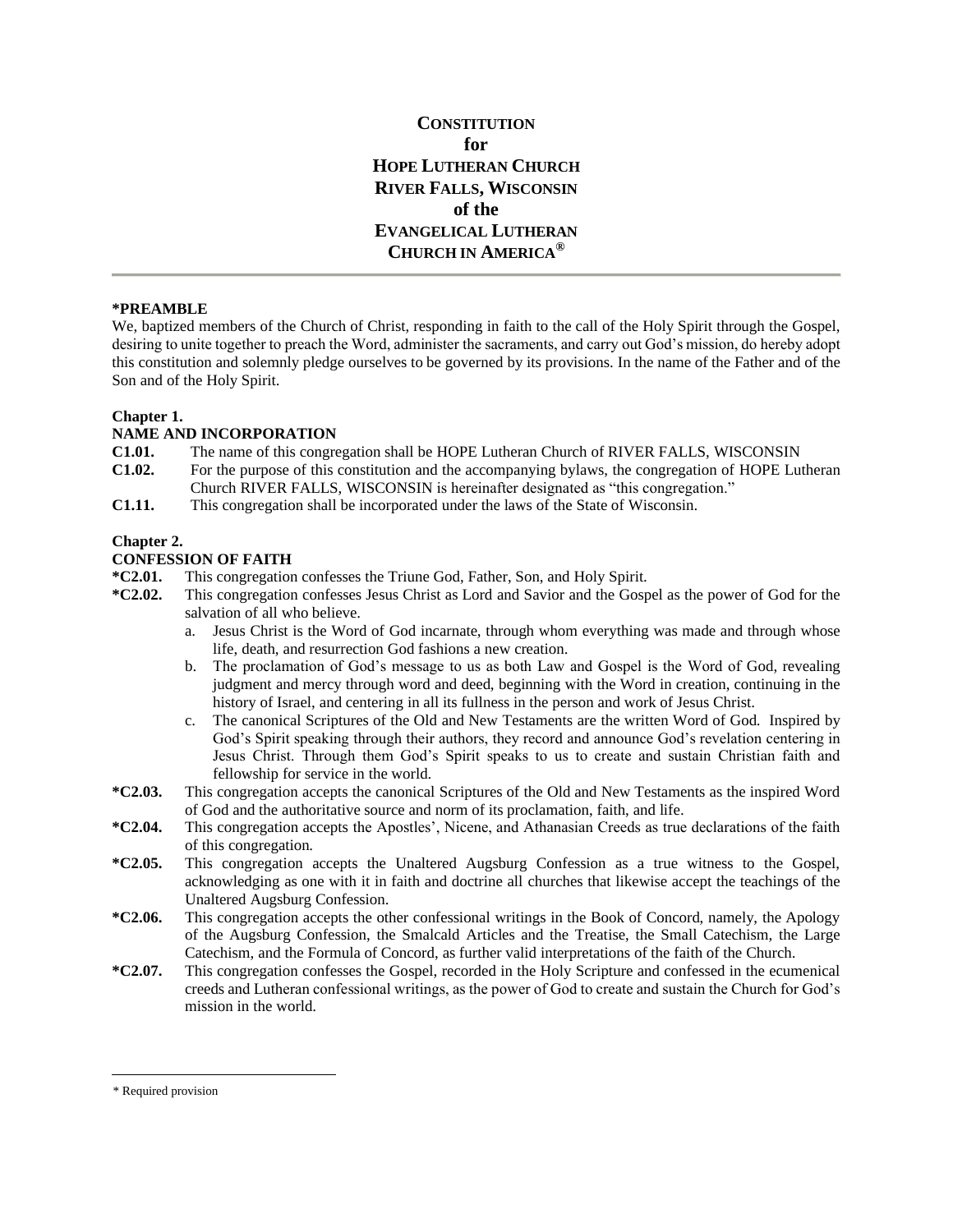# CONSTITUTION for HOPE LUTHERAN CHURCH RIVER FALLS, WISCONSIN of the EVANGELICAL LUTHERAN CHURCH IN AMERICA®

**\*PREAMBLE**

We, baptized members of the Church of Christ, responding in faith to the call of the Holy Spirit through the Gospel, desiring to unite together to preach the Word, administer the sacraments, and carry out God's mission, do hereby adopt this constitution and solemnly pledge ourselves to be governed by its provisions. In the name of the Father and of the Son and of the Holy Spirit.

## Chapter 1.
## NAME AND INCORPORATION

**C1.01.** The name of this congregation shall be HOPE Lutheran Church of RIVER FALLS, WISCONSIN

**C1.02.** For the purpose of this constitution and the accompanying bylaws, the congregation of HOPE Lutheran Church RIVER FALLS, WISCONSIN is hereinafter designated as "this congregation."

**C1.11.** This congregation shall be incorporated under the laws of the State of Wisconsin.

## Chapter 2.
## CONFESSION OF FAITH

**\*C2.01.** This congregation confesses the Triune God, Father, Son, and Holy Spirit.

**\*C2.02.** This congregation confesses Jesus Christ as Lord and Savior and the Gospel as the power of God for the salvation of all who believe.

a. Jesus Christ is the Word of God incarnate, through whom everything was made and through whose life, death, and resurrection God fashions a new creation.

b. The proclamation of God's message to us as both Law and Gospel is the Word of God, revealing judgment and mercy through word and deed, beginning with the Word in creation, continuing in the history of Israel, and centering in all its fullness in the person and work of Jesus Christ.

c. The canonical Scriptures of the Old and New Testaments are the written Word of God. Inspired by God's Spirit speaking through their authors, they record and announce God's revelation centering in Jesus Christ. Through them God's Spirit speaks to us to create and sustain Christian faith and fellowship for service in the world.

**\*C2.03.** This congregation accepts the canonical Scriptures of the Old and New Testaments as the inspired Word of God and the authoritative source and norm of its proclamation, faith, and life.

**\*C2.04.** This congregation accepts the Apostles', Nicene, and Athanasian Creeds as true declarations of the faith of this congregation.

**\*C2.05.** This congregation accepts the Unaltered Augsburg Confession as a true witness to the Gospel, acknowledging as one with it in faith and doctrine all churches that likewise accept the teachings of the Unaltered Augsburg Confession.

**\*C2.06.** This congregation accepts the other confessional writings in the Book of Concord, namely, the Apology of the Augsburg Confession, the Smalcald Articles and the Treatise, the Small Catechism, the Large Catechism, and the Formula of Concord, as further valid interpretations of the faith of the Church.

**\*C2.07.** This congregation confesses the Gospel, recorded in the Holy Scripture and confessed in the ecumenical creeds and Lutheran confessional writings, as the power of God to create and sustain the Church for God's mission in the world.

---

\* Required provision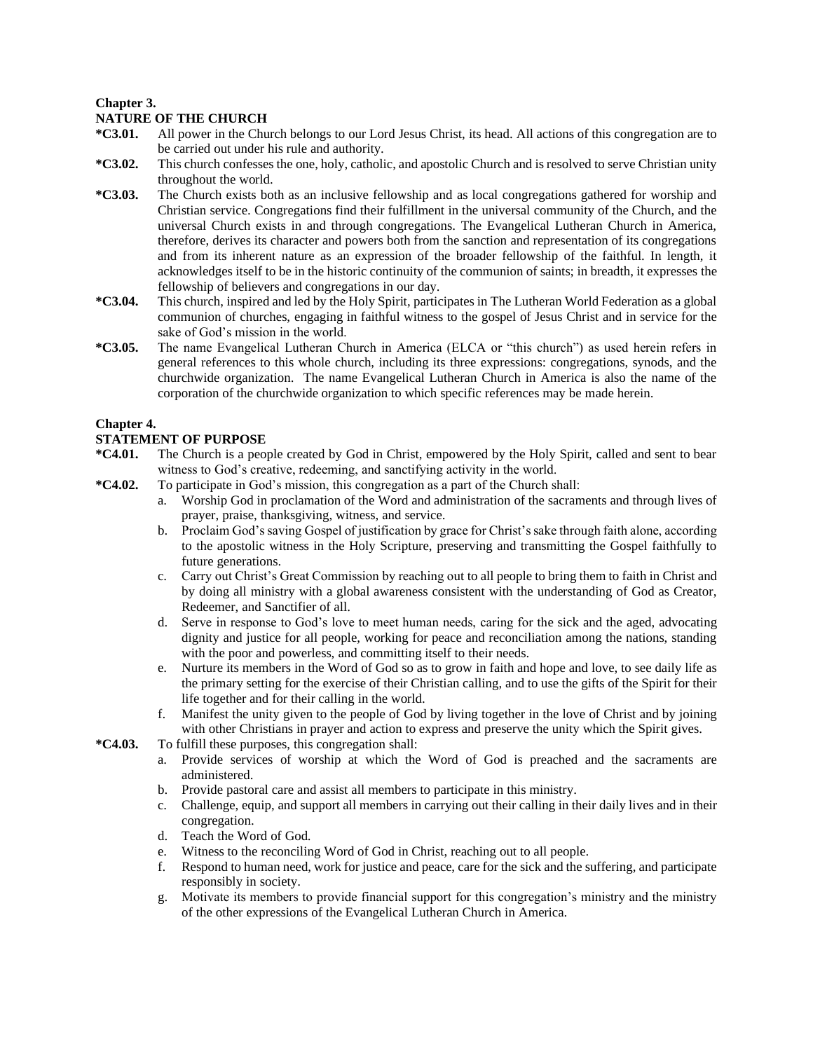**Chapter 3.**

**NATURE OF THE CHURCH**

**\*C3.01.** All power in the Church belongs to our Lord Jesus Christ, its head. All actions of this congregation are to be carried out under his rule and authority.

**\*C3.02.** This church confesses the one, holy, catholic, and apostolic Church and is resolved to serve Christian unity throughout the world.

**\*C3.03.** The Church exists both as an inclusive fellowship and as local congregations gathered for worship and Christian service. Congregations find their fulfillment in the universal community of the Church, and the universal Church exists in and through congregations. The Evangelical Lutheran Church in America, therefore, derives its character and powers both from the sanction and representation of its congregations and from its inherent nature as an expression of the broader fellowship of the faithful. In length, it acknowledges itself to be in the historic continuity of the communion of saints; in breadth, it expresses the fellowship of believers and congregations in our day.

**\*C3.04.** This church, inspired and led by the Holy Spirit, participates in The Lutheran World Federation as a global communion of churches, engaging in faithful witness to the gospel of Jesus Christ and in service for the sake of God's mission in the world.

**\*C3.05.** The name Evangelical Lutheran Church in America (ELCA or "this church") as used herein refers in general references to this whole church, including its three expressions: congregations, synods, and the churchwide organization. The name Evangelical Lutheran Church in America is also the name of the corporation of the churchwide organization to which specific references may be made herein.

**Chapter 4.**

**STATEMENT OF PURPOSE**

**\*C4.01.** The Church is a people created by God in Christ, empowered by the Holy Spirit, called and sent to bear witness to God's creative, redeeming, and sanctifying activity in the world.

**\*C4.02.** To participate in God's mission, this congregation as a part of the Church shall:

a. Worship God in proclamation of the Word and administration of the sacraments and through lives of prayer, praise, thanksgiving, witness, and service.
b. Proclaim God's saving Gospel of justification by grace for Christ's sake through faith alone, according to the apostolic witness in the Holy Scripture, preserving and transmitting the Gospel faithfully to future generations.
c. Carry out Christ's Great Commission by reaching out to all people to bring them to faith in Christ and by doing all ministry with a global awareness consistent with the understanding of God as Creator, Redeemer, and Sanctifier of all.
d. Serve in response to God's love to meet human needs, caring for the sick and the aged, advocating dignity and justice for all people, working for peace and reconciliation among the nations, standing with the poor and powerless, and committing itself to their needs.
e. Nurture its members in the Word of God so as to grow in faith and hope and love, to see daily life as the primary setting for the exercise of their Christian calling, and to use the gifts of the Spirit for their life together and for their calling in the world.
f. Manifest the unity given to the people of God by living together in the love of Christ and by joining with other Christians in prayer and action to express and preserve the unity which the Spirit gives.

**\*C4.03.** To fulfill these purposes, this congregation shall:

a. Provide services of worship at which the Word of God is preached and the sacraments are administered.
b. Provide pastoral care and assist all members to participate in this ministry.
c. Challenge, equip, and support all members in carrying out their calling in their daily lives and in their congregation.
d. Teach the Word of God.
e. Witness to the reconciling Word of God in Christ, reaching out to all people.
f. Respond to human need, work for justice and peace, care for the sick and the suffering, and participate responsibly in society.
g. Motivate its members to provide financial support for this congregation's ministry and the ministry of the other expressions of the Evangelical Lutheran Church in America.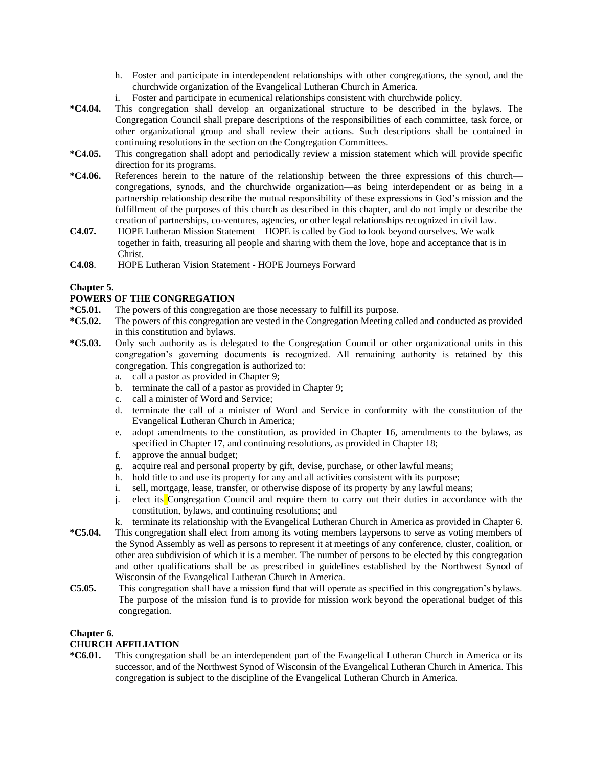h. Foster and participate in interdependent relationships with other congregations, the synod, and the churchwide organization of the Evangelical Lutheran Church in America.

i. Foster and participate in ecumenical relationships consistent with churchwide policy.

**\*C4.04.** This congregation shall develop an organizational structure to be described in the bylaws. The Congregation Council shall prepare descriptions of the responsibilities of each committee, task force, or other organizational group and shall review their actions. Such descriptions shall be contained in continuing resolutions in the section on the Congregation Committees.

**\*C4.05.** This congregation shall adopt and periodically review a mission statement which will provide specific direction for its programs.

**\*C4.06.** References herein to the nature of the relationship between the three expressions of this church—congregations, synods, and the churchwide organization—as being interdependent or as being in a partnership relationship describe the mutual responsibility of these expressions in God's mission and the fulfillment of the purposes of this church as described in this chapter, and do not imply or describe the creation of partnerships, co-ventures, agencies, or other legal relationships recognized in civil law.

**C4.07.** HOPE Lutheran Mission Statement – HOPE is called by God to look beyond ourselves. We walk together in faith, treasuring all people and sharing with them the love, hope and acceptance that is in Christ.

**C4.08**. HOPE Lutheran Vision Statement - HOPE Journeys Forward

## Chapter 5.

## POWERS OF THE CONGREGATION

**\*C5.01.** The powers of this congregation are those necessary to fulfill its purpose.

**\*C5.02.** The powers of this congregation are vested in the Congregation Meeting called and conducted as provided in this constitution and bylaws.

**\*C5.03.** Only such authority as is delegated to the Congregation Council or other organizational units in this congregation's governing documents is recognized. All remaining authority is retained by this congregation. This congregation is authorized to:

a. call a pastor as provided in Chapter 9;
b. terminate the call of a pastor as provided in Chapter 9;
c. call a minister of Word and Service;
d. terminate the call of a minister of Word and Service in conformity with the constitution of the Evangelical Lutheran Church in America;
e. adopt amendments to the constitution, as provided in Chapter 16, amendments to the bylaws, as specified in Chapter 17, and continuing resolutions, as provided in Chapter 18;
f. approve the annual budget;
g. acquire real and personal property by gift, devise, purchase, or other lawful means;
h. hold title to and use its property for any and all activities consistent with its purpose;
i. sell, mortgage, lease, transfer, or otherwise dispose of its property by any lawful means;
j. elect its Congregation Council and require them to carry out their duties in accordance with the constitution, bylaws, and continuing resolutions; and
k. terminate its relationship with the Evangelical Lutheran Church in America as provided in Chapter 6.

**\*C5.04.** This congregation shall elect from among its voting members laypersons to serve as voting members of the Synod Assembly as well as persons to represent it at meetings of any conference, cluster, coalition, or other area subdivision of which it is a member. The number of persons to be elected by this congregation and other qualifications shall be as prescribed in guidelines established by the Northwest Synod of Wisconsin of the Evangelical Lutheran Church in America.

**C5.05.** This congregation shall have a mission fund that will operate as specified in this congregation's bylaws. The purpose of the mission fund is to provide for mission work beyond the operational budget of this congregation.

## Chapter 6.

## CHURCH AFFILIATION

**\*C6.01.** This congregation shall be an interdependent part of the Evangelical Lutheran Church in America or its successor, and of the Northwest Synod of Wisconsin of the Evangelical Lutheran Church in America. This congregation is subject to the discipline of the Evangelical Lutheran Church in America.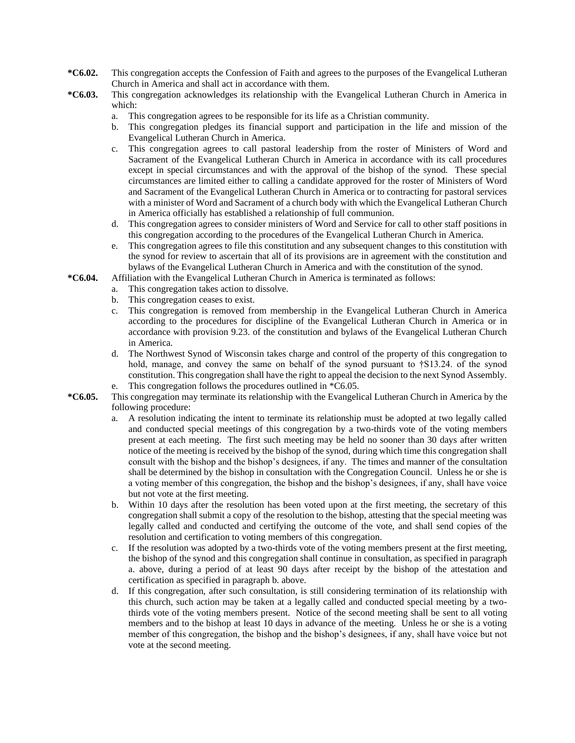**\*C6.02.** This congregation accepts the Confession of Faith and agrees to the purposes of the Evangelical Lutheran Church in America and shall act in accordance with them.

**\*C6.03.** This congregation acknowledges its relationship with the Evangelical Lutheran Church in America in which:

a. This congregation agrees to be responsible for its life as a Christian community.

b. This congregation pledges its financial support and participation in the life and mission of the Evangelical Lutheran Church in America.

c. This congregation agrees to call pastoral leadership from the roster of Ministers of Word and Sacrament of the Evangelical Lutheran Church in America in accordance with its call procedures except in special circumstances and with the approval of the bishop of the synod. These special circumstances are limited either to calling a candidate approved for the roster of Ministers of Word and Sacrament of the Evangelical Lutheran Church in America or to contracting for pastoral services with a minister of Word and Sacrament of a church body with which the Evangelical Lutheran Church in America officially has established a relationship of full communion.

d. This congregation agrees to consider ministers of Word and Service for call to other staff positions in this congregation according to the procedures of the Evangelical Lutheran Church in America.

e. This congregation agrees to file this constitution and any subsequent changes to this constitution with the synod for review to ascertain that all of its provisions are in agreement with the constitution and bylaws of the Evangelical Lutheran Church in America and with the constitution of the synod.

**\*C6.04.** Affiliation with the Evangelical Lutheran Church in America is terminated as follows:

a. This congregation takes action to dissolve.

b. This congregation ceases to exist.

c. This congregation is removed from membership in the Evangelical Lutheran Church in America according to the procedures for discipline of the Evangelical Lutheran Church in America or in accordance with provision 9.23. of the constitution and bylaws of the Evangelical Lutheran Church in America.

d. The Northwest Synod of Wisconsin takes charge and control of the property of this congregation to hold, manage, and convey the same on behalf of the synod pursuant to †S13.24. of the synod constitution. This congregation shall have the right to appeal the decision to the next Synod Assembly.

e. This congregation follows the procedures outlined in *C6.05.

**\*C6.05.** This congregation may terminate its relationship with the Evangelical Lutheran Church in America by the following procedure:

a. A resolution indicating the intent to terminate its relationship must be adopted at two legally called and conducted special meetings of this congregation by a two-thirds vote of the voting members present at each meeting. The first such meeting may be held no sooner than 30 days after written notice of the meeting is received by the bishop of the synod, during which time this congregation shall consult with the bishop and the bishop's designees, if any. The times and manner of the consultation shall be determined by the bishop in consultation with the Congregation Council. Unless he or she is a voting member of this congregation, the bishop and the bishop's designees, if any, shall have voice but not vote at the first meeting.

b. Within 10 days after the resolution has been voted upon at the first meeting, the secretary of this congregation shall submit a copy of the resolution to the bishop, attesting that the special meeting was legally called and conducted and certifying the outcome of the vote, and shall send copies of the resolution and certification to voting members of this congregation.

c. If the resolution was adopted by a two-thirds vote of the voting members present at the first meeting, the bishop of the synod and this congregation shall continue in consultation, as specified in paragraph a. above, during a period of at least 90 days after receipt by the bishop of the attestation and certification as specified in paragraph b. above.

d. If this congregation, after such consultation, is still considering termination of its relationship with this church, such action may be taken at a legally called and conducted special meeting by a two-thirds vote of the voting members present. Notice of the second meeting shall be sent to all voting members and to the bishop at least 10 days in advance of the meeting. Unless he or she is a voting member of this congregation, the bishop and the bishop's designees, if any, shall have voice but not vote at the second meeting.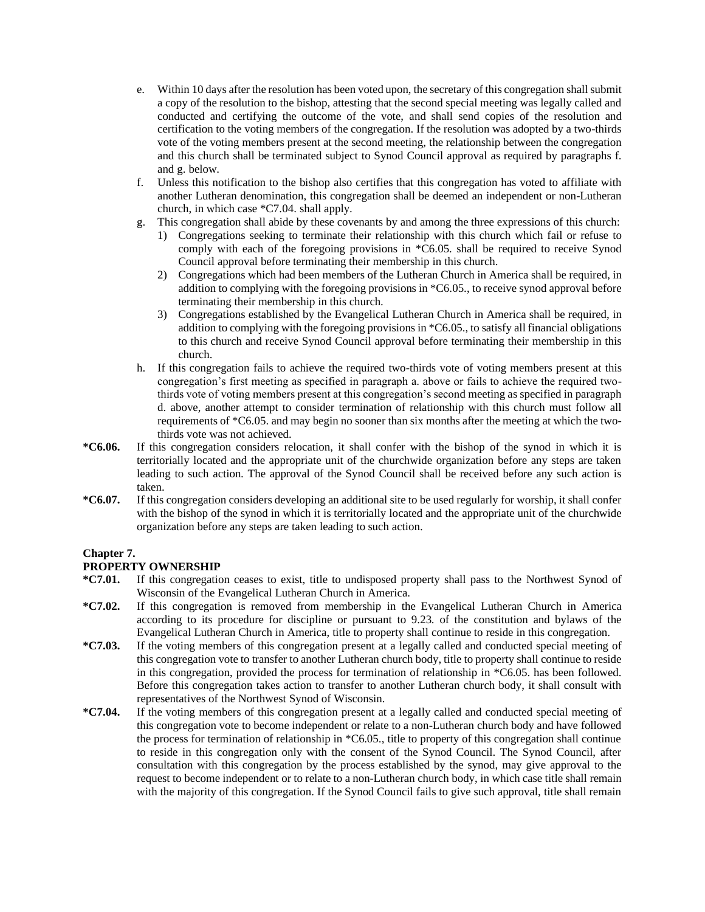e. Within 10 days after the resolution has been voted upon, the secretary of this congregation shall submit a copy of the resolution to the bishop, attesting that the second special meeting was legally called and conducted and certifying the outcome of the vote, and shall send copies of the resolution and certification to the voting members of the congregation. If the resolution was adopted by a two-thirds vote of the voting members present at the second meeting, the relationship between the congregation and this church shall be terminated subject to Synod Council approval as required by paragraphs f. and g. below.

f. Unless this notification to the bishop also certifies that this congregation has voted to affiliate with another Lutheran denomination, this congregation shall be deemed an independent or non-Lutheran church, in which case *C7.04. shall apply.

g. This congregation shall abide by these covenants by and among the three expressions of this church:
   1) Congregations seeking to terminate their relationship with this church which fail or refuse to comply with each of the foregoing provisions in *C6.05. shall be required to receive Synod Council approval before terminating their membership in this church.
   2) Congregations which had been members of the Lutheran Church in America shall be required, in addition to complying with the foregoing provisions in *C6.05., to receive synod approval before terminating their membership in this church.
   3) Congregations established by the Evangelical Lutheran Church in America shall be required, in addition to complying with the foregoing provisions in *C6.05., to satisfy all financial obligations to this church and receive Synod Council approval before terminating their membership in this church.

h. If this congregation fails to achieve the required two-thirds vote of voting members present at this congregation's first meeting as specified in paragraph a. above or fails to achieve the required two-thirds vote of voting members present at this congregation's second meeting as specified in paragraph d. above, another attempt to consider termination of relationship with this church must follow all requirements of *C6.05. and may begin no sooner than six months after the meeting at which the two-thirds vote was not achieved.

**\*C6.06.** If this congregation considers relocation, it shall confer with the bishop of the synod in which it is territorially located and the appropriate unit of the churchwide organization before any steps are taken leading to such action. The approval of the Synod Council shall be received before any such action is taken.

**\*C6.07.** If this congregation considers developing an additional site to be used regularly for worship, it shall confer with the bishop of the synod in which it is territorially located and the appropriate unit of the churchwide organization before any steps are taken leading to such action.

## Chapter 7.
## PROPERTY OWNERSHIP

**\*C7.01.** If this congregation ceases to exist, title to undisposed property shall pass to the Northwest Synod of Wisconsin of the Evangelical Lutheran Church in America.

**\*C7.02.** If this congregation is removed from membership in the Evangelical Lutheran Church in America according to its procedure for discipline or pursuant to 9.23. of the constitution and bylaws of the Evangelical Lutheran Church in America, title to property shall continue to reside in this congregation.

**\*C7.03.** If the voting members of this congregation present at a legally called and conducted special meeting of this congregation vote to transfer to another Lutheran church body, title to property shall continue to reside in this congregation, provided the process for termination of relationship in *C6.05. has been followed. Before this congregation takes action to transfer to another Lutheran church body, it shall consult with representatives of the Northwest Synod of Wisconsin.

**\*C7.04.** If the voting members of this congregation present at a legally called and conducted special meeting of this congregation vote to become independent or relate to a non-Lutheran church body and have followed the process for termination of relationship in *C6.05., title to property of this congregation shall continue to reside in this congregation only with the consent of the Synod Council. The Synod Council, after consultation with this congregation by the process established by the synod, may give approval to the request to become independent or to relate to a non-Lutheran church body, in which case title shall remain with the majority of this congregation. If the Synod Council fails to give such approval, title shall remain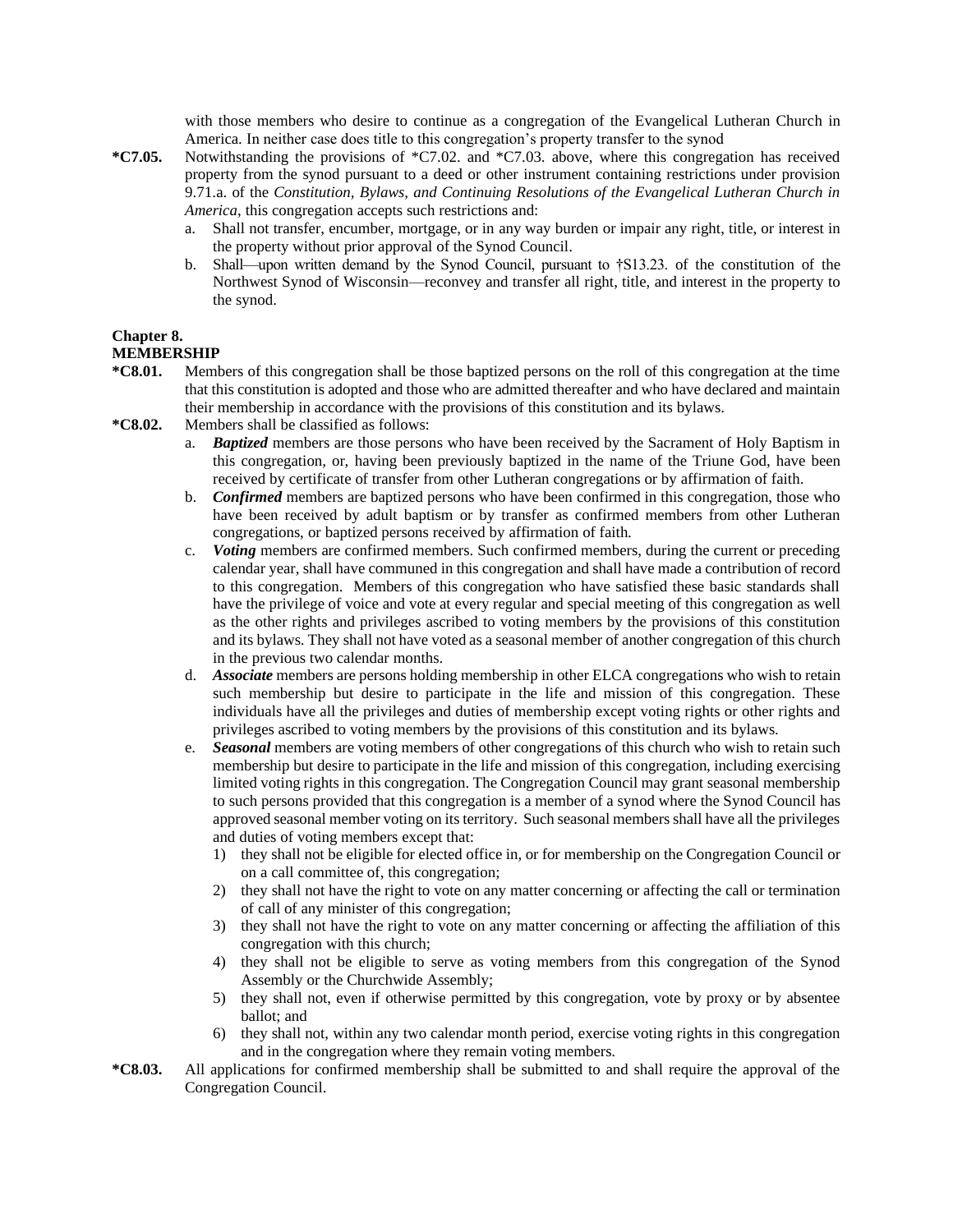with those members who desire to continue as a congregation of the Evangelical Lutheran Church in America. In neither case does title to this congregation's property transfer to the synod

**\*C7.05.** Notwithstanding the provisions of \*C7.02. and \*C7.03. above, where this congregation has received property from the synod pursuant to a deed or other instrument containing restrictions under provision 9.71.a. of the *Constitution, Bylaws, and Continuing Resolutions of the Evangelical Lutheran Church in America*, this congregation accepts such restrictions and:

a. Shall not transfer, encumber, mortgage, or in any way burden or impair any right, title, or interest in the property without prior approval of the Synod Council.

b. Shall—upon written demand by the Synod Council, pursuant to †S13.23. of the constitution of the Northwest Synod of Wisconsin—reconvey and transfer all right, title, and interest in the property to the synod.

## Chapter 8.
## MEMBERSHIP

**\*C8.01.** Members of this congregation shall be those baptized persons on the roll of this congregation at the time that this constitution is adopted and those who are admitted thereafter and who have declared and maintain their membership in accordance with the provisions of this constitution and its bylaws.

**\*C8.02.** Members shall be classified as follows:

a. ***Baptized*** members are those persons who have been received by the Sacrament of Holy Baptism in this congregation, or, having been previously baptized in the name of the Triune God, have been received by certificate of transfer from other Lutheran congregations or by affirmation of faith.

b. ***Confirmed*** members are baptized persons who have been confirmed in this congregation, those who have been received by adult baptism or by transfer as confirmed members from other Lutheran congregations, or baptized persons received by affirmation of faith.

c. ***Voting*** members are confirmed members. Such confirmed members, during the current or preceding calendar year, shall have communed in this congregation and shall have made a contribution of record to this congregation. Members of this congregation who have satisfied these basic standards shall have the privilege of voice and vote at every regular and special meeting of this congregation as well as the other rights and privileges ascribed to voting members by the provisions of this constitution and its bylaws. They shall not have voted as a seasonal member of another congregation of this church in the previous two calendar months.

d. ***Associate*** members are persons holding membership in other ELCA congregations who wish to retain such membership but desire to participate in the life and mission of this congregation. These individuals have all the privileges and duties of membership except voting rights or other rights and privileges ascribed to voting members by the provisions of this constitution and its bylaws.

e. ***Seasonal*** members are voting members of other congregations of this church who wish to retain such membership but desire to participate in the life and mission of this congregation, including exercising limited voting rights in this congregation. The Congregation Council may grant seasonal membership to such persons provided that this congregation is a member of a synod where the Synod Council has approved seasonal member voting on its territory. Such seasonal members shall have all the privileges and duties of voting members except that:

1) they shall not be eligible for elected office in, or for membership on the Congregation Council or on a call committee of, this congregation;
2) they shall not have the right to vote on any matter concerning or affecting the call or termination of call of any minister of this congregation;
3) they shall not have the right to vote on any matter concerning or affecting the affiliation of this congregation with this church;
4) they shall not be eligible to serve as voting members from this congregation of the Synod Assembly or the Churchwide Assembly;
5) they shall not, even if otherwise permitted by this congregation, vote by proxy or by absentee ballot; and
6) they shall not, within any two calendar month period, exercise voting rights in this congregation and in the congregation where they remain voting members.

**\*C8.03.** All applications for confirmed membership shall be submitted to and shall require the approval of the Congregation Council.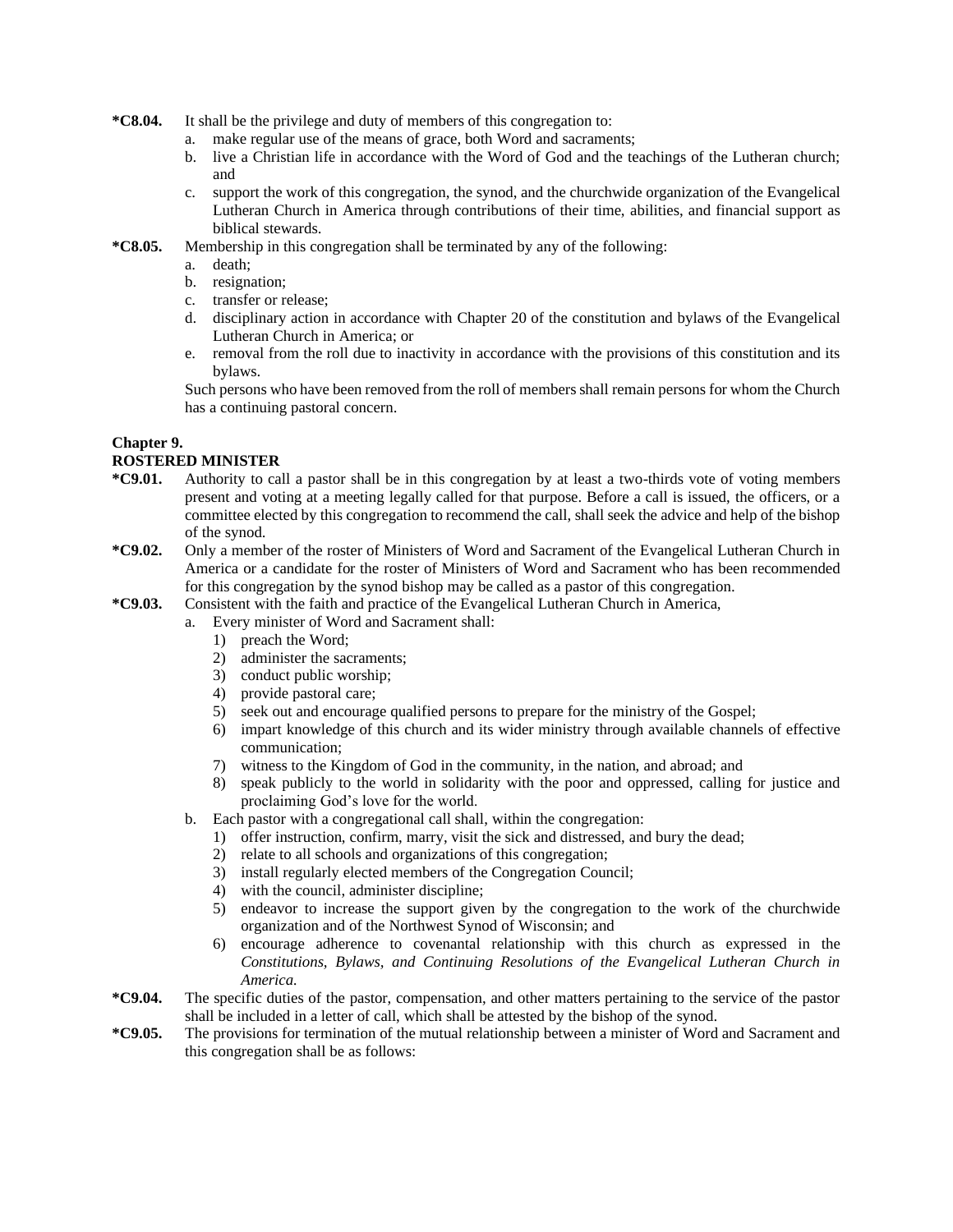**\*C8.04.** It shall be the privilege and duty of members of this congregation to:

a. make regular use of the means of grace, both Word and sacraments;
b. live a Christian life in accordance with the Word of God and the teachings of the Lutheran church; and
c. support the work of this congregation, the synod, and the churchwide organization of the Evangelical Lutheran Church in America through contributions of their time, abilities, and financial support as biblical stewards.

**\*C8.05.** Membership in this congregation shall be terminated by any of the following:

a. death;
b. resignation;
c. transfer or release;
d. disciplinary action in accordance with Chapter 20 of the constitution and bylaws of the Evangelical Lutheran Church in America; or
e. removal from the roll due to inactivity in accordance with the provisions of this constitution and its bylaws.

Such persons who have been removed from the roll of members shall remain persons for whom the Church has a continuing pastoral concern.

## Chapter 9.
## ROSTERED MINISTER

**\*C9.01.** Authority to call a pastor shall be in this congregation by at least a two-thirds vote of voting members present and voting at a meeting legally called for that purpose. Before a call is issued, the officers, or a committee elected by this congregation to recommend the call, shall seek the advice and help of the bishop of the synod.

**\*C9.02.** Only a member of the roster of Ministers of Word and Sacrament of the Evangelical Lutheran Church in America or a candidate for the roster of Ministers of Word and Sacrament who has been recommended for this congregation by the synod bishop may be called as a pastor of this congregation.

**\*C9.03.** Consistent with the faith and practice of the Evangelical Lutheran Church in America,

a. Every minister of Word and Sacrament shall:
   1) preach the Word;
   2) administer the sacraments;
   3) conduct public worship;
   4) provide pastoral care;
   5) seek out and encourage qualified persons to prepare for the ministry of the Gospel;
   6) impart knowledge of this church and its wider ministry through available channels of effective communication;
   7) witness to the Kingdom of God in the community, in the nation, and abroad; and
   8) speak publicly to the world in solidarity with the poor and oppressed, calling for justice and proclaiming God's love for the world.
b. Each pastor with a congregational call shall, within the congregation:
   1) offer instruction, confirm, marry, visit the sick and distressed, and bury the dead;
   2) relate to all schools and organizations of this congregation;
   3) install regularly elected members of the Congregation Council;
   4) with the council, administer discipline;
   5) endeavor to increase the support given by the congregation to the work of the churchwide organization and of the Northwest Synod of Wisconsin; and
   6) encourage adherence to covenantal relationship with this church as expressed in the *Constitutions, Bylaws, and Continuing Resolutions of the Evangelical Lutheran Church in America.*

**\*C9.04.** The specific duties of the pastor, compensation, and other matters pertaining to the service of the pastor shall be included in a letter of call, which shall be attested by the bishop of the synod.

**\*C9.05.** The provisions for termination of the mutual relationship between a minister of Word and Sacrament and this congregation shall be as follows: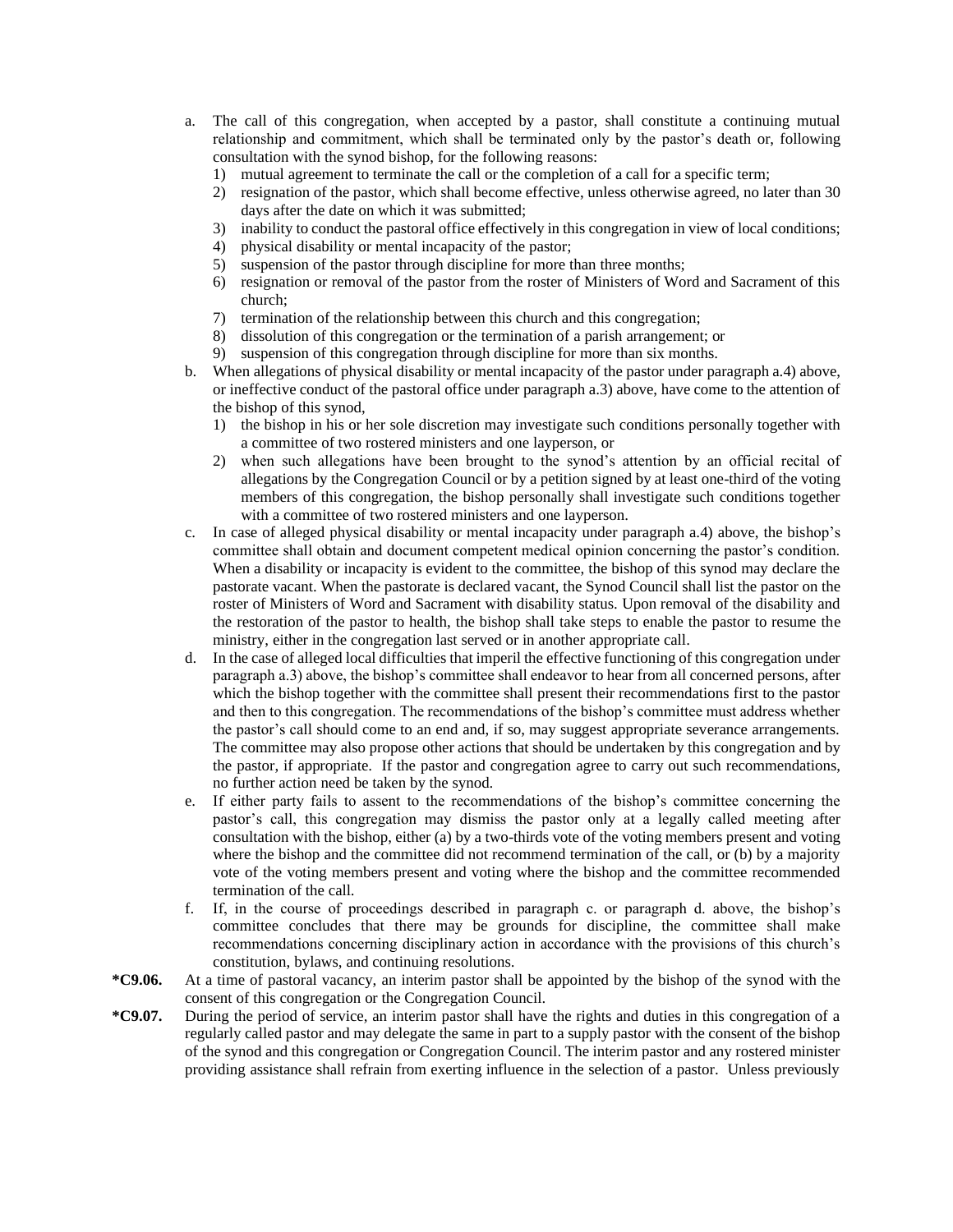a. The call of this congregation, when accepted by a pastor, shall constitute a continuing mutual relationship and commitment, which shall be terminated only by the pastor's death or, following consultation with the synod bishop, for the following reasons:
   1) mutual agreement to terminate the call or the completion of a call for a specific term;
   2) resignation of the pastor, which shall become effective, unless otherwise agreed, no later than 30 days after the date on which it was submitted;
   3) inability to conduct the pastoral office effectively in this congregation in view of local conditions;
   4) physical disability or mental incapacity of the pastor;
   5) suspension of the pastor through discipline for more than three months;
   6) resignation or removal of the pastor from the roster of Ministers of Word and Sacrament of this church;
   7) termination of the relationship between this church and this congregation;
   8) dissolution of this congregation or the termination of a parish arrangement; or
   9) suspension of this congregation through discipline for more than six months.

b. When allegations of physical disability or mental incapacity of the pastor under paragraph a.4) above, or ineffective conduct of the pastoral office under paragraph a.3) above, have come to the attention of the bishop of this synod,
   1) the bishop in his or her sole discretion may investigate such conditions personally together with a committee of two rostered ministers and one layperson, or
   2) when such allegations have been brought to the synod's attention by an official recital of allegations by the Congregation Council or by a petition signed by at least one-third of the voting members of this congregation, the bishop personally shall investigate such conditions together with a committee of two rostered ministers and one layperson.

c. In case of alleged physical disability or mental incapacity under paragraph a.4) above, the bishop's committee shall obtain and document competent medical opinion concerning the pastor's condition. When a disability or incapacity is evident to the committee, the bishop of this synod may declare the pastorate vacant. When the pastorate is declared vacant, the Synod Council shall list the pastor on the roster of Ministers of Word and Sacrament with disability status. Upon removal of the disability and the restoration of the pastor to health, the bishop shall take steps to enable the pastor to resume the ministry, either in the congregation last served or in another appropriate call.

d. In the case of alleged local difficulties that imperil the effective functioning of this congregation under paragraph a.3) above, the bishop's committee shall endeavor to hear from all concerned persons, after which the bishop together with the committee shall present their recommendations first to the pastor and then to this congregation. The recommendations of the bishop's committee must address whether the pastor's call should come to an end and, if so, may suggest appropriate severance arrangements. The committee may also propose other actions that should be undertaken by this congregation and by the pastor, if appropriate. If the pastor and congregation agree to carry out such recommendations, no further action need be taken by the synod.

e. If either party fails to assent to the recommendations of the bishop's committee concerning the pastor's call, this congregation may dismiss the pastor only at a legally called meeting after consultation with the bishop, either (a) by a two-thirds vote of the voting members present and voting where the bishop and the committee did not recommend termination of the call, or (b) by a majority vote of the voting members present and voting where the bishop and the committee recommended termination of the call.

f. If, in the course of proceedings described in paragraph c. or paragraph d. above, the bishop's committee concludes that there may be grounds for discipline, the committee shall make recommendations concerning disciplinary action in accordance with the provisions of this church's constitution, bylaws, and continuing resolutions.

**\*C9.06.** At a time of pastoral vacancy, an interim pastor shall be appointed by the bishop of the synod with the consent of this congregation or the Congregation Council.

**\*C9.07.** During the period of service, an interim pastor shall have the rights and duties in this congregation of a regularly called pastor and may delegate the same in part to a supply pastor with the consent of the bishop of the synod and this congregation or Congregation Council. The interim pastor and any rostered minister providing assistance shall refrain from exerting influence in the selection of a pastor. Unless previously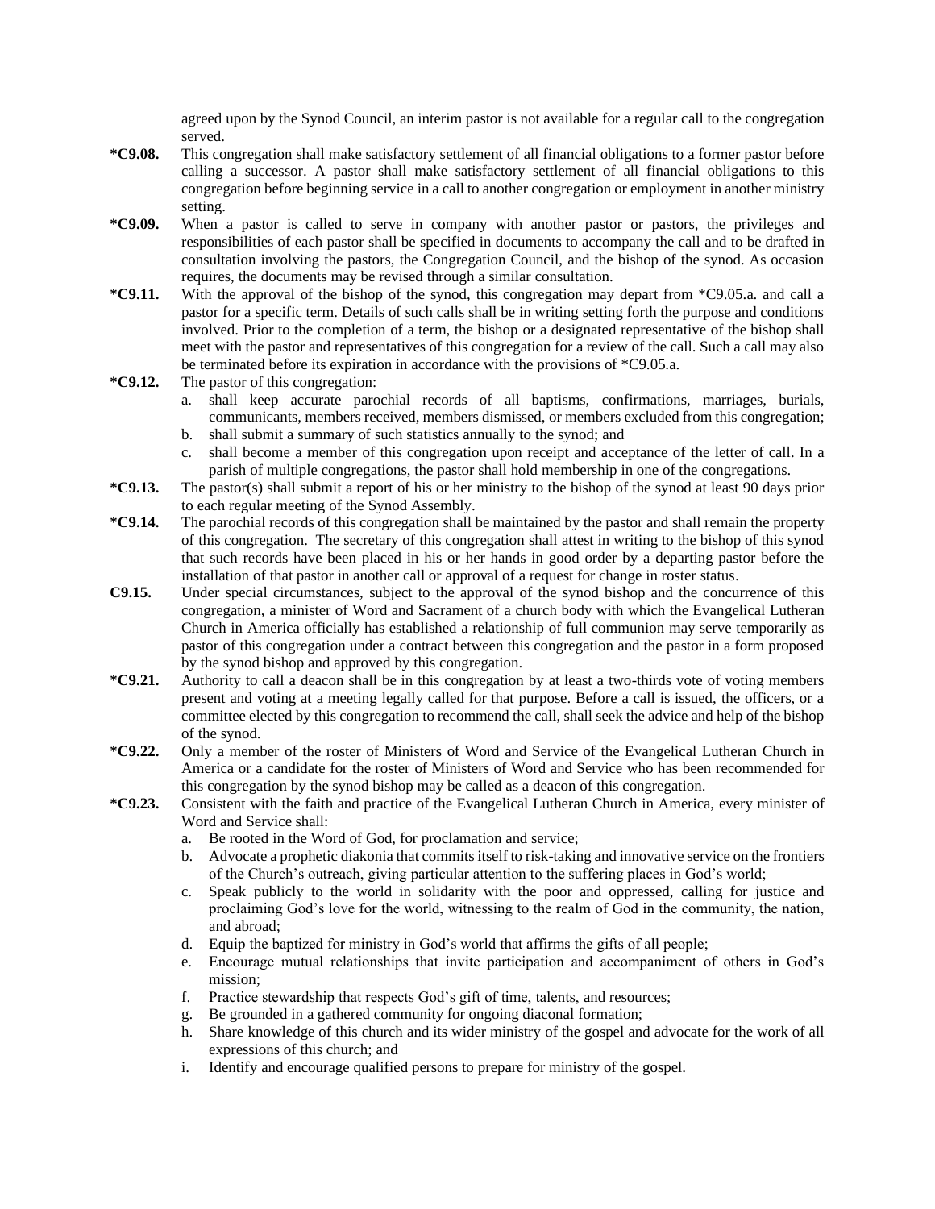agreed upon by the Synod Council, an interim pastor is not available for a regular call to the congregation served.

**\*C9.08.** This congregation shall make satisfactory settlement of all financial obligations to a former pastor before calling a successor. A pastor shall make satisfactory settlement of all financial obligations to this congregation before beginning service in a call to another congregation or employment in another ministry setting.

**\*C9.09.** When a pastor is called to serve in company with another pastor or pastors, the privileges and responsibilities of each pastor shall be specified in documents to accompany the call and to be drafted in consultation involving the pastors, the Congregation Council, and the bishop of the synod. As occasion requires, the documents may be revised through a similar consultation.

**\*C9.11.** With the approval of the bishop of the synod, this congregation may depart from *C9.05.a. and call a pastor for a specific term. Details of such calls shall be in writing setting forth the purpose and conditions involved. Prior to the completion of a term, the bishop or a designated representative of the bishop shall meet with the pastor and representatives of this congregation for a review of the call. Such a call may also be terminated before its expiration in accordance with the provisions of *C9.05.a.

**\*C9.12.** The pastor of this congregation:

a. shall keep accurate parochial records of all baptisms, confirmations, marriages, burials, communicants, members received, members dismissed, or members excluded from this congregation;
b. shall submit a summary of such statistics annually to the synod; and
c. shall become a member of this congregation upon receipt and acceptance of the letter of call. In a parish of multiple congregations, the pastor shall hold membership in one of the congregations.

**\*C9.13.** The pastor(s) shall submit a report of his or her ministry to the bishop of the synod at least 90 days prior to each regular meeting of the Synod Assembly.

**\*C9.14.** The parochial records of this congregation shall be maintained by the pastor and shall remain the property of this congregation. The secretary of this congregation shall attest in writing to the bishop of this synod that such records have been placed in his or her hands in good order by a departing pastor before the installation of that pastor in another call or approval of a request for change in roster status.

**C9.15.** Under special circumstances, subject to the approval of the synod bishop and the concurrence of this congregation, a minister of Word and Sacrament of a church body with which the Evangelical Lutheran Church in America officially has established a relationship of full communion may serve temporarily as pastor of this congregation under a contract between this congregation and the pastor in a form proposed by the synod bishop and approved by this congregation.

**\*C9.21.** Authority to call a deacon shall be in this congregation by at least a two-thirds vote of voting members present and voting at a meeting legally called for that purpose. Before a call is issued, the officers, or a committee elected by this congregation to recommend the call, shall seek the advice and help of the bishop of the synod.

**\*C9.22.** Only a member of the roster of Ministers of Word and Service of the Evangelical Lutheran Church in America or a candidate for the roster of Ministers of Word and Service who has been recommended for this congregation by the synod bishop may be called as a deacon of this congregation.

**\*C9.23.** Consistent with the faith and practice of the Evangelical Lutheran Church in America, every minister of Word and Service shall:

a. Be rooted in the Word of God, for proclamation and service;
b. Advocate a prophetic diakonia that commits itself to risk-taking and innovative service on the frontiers of the Church's outreach, giving particular attention to the suffering places in God's world;
c. Speak publicly to the world in solidarity with the poor and oppressed, calling for justice and proclaiming God's love for the world, witnessing to the realm of God in the community, the nation, and abroad;
d. Equip the baptized for ministry in God's world that affirms the gifts of all people;
e. Encourage mutual relationships that invite participation and accompaniment of others in God's mission;
f. Practice stewardship that respects God's gift of time, talents, and resources;
g. Be grounded in a gathered community for ongoing diaconal formation;
h. Share knowledge of this church and its wider ministry of the gospel and advocate for the work of all expressions of this church; and
i. Identify and encourage qualified persons to prepare for ministry of the gospel.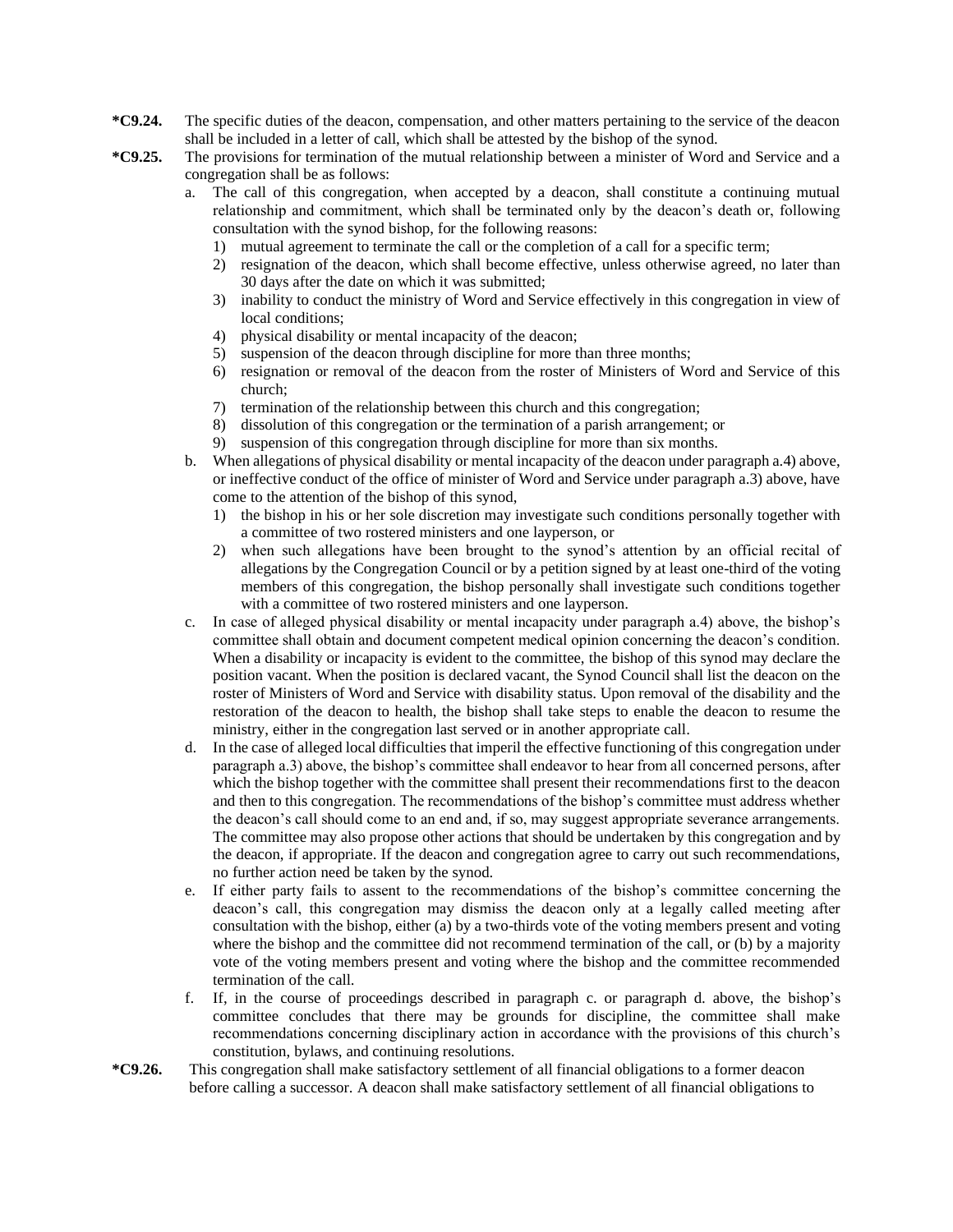**\*C9.24.** The specific duties of the deacon, compensation, and other matters pertaining to the service of the deacon shall be included in a letter of call, which shall be attested by the bishop of the synod.

**\*C9.25.** The provisions for termination of the mutual relationship between a minister of Word and Service and a congregation shall be as follows:

a. The call of this congregation, when accepted by a deacon, shall constitute a continuing mutual relationship and commitment, which shall be terminated only by the deacon's death or, following consultation with the synod bishop, for the following reasons:
   1) mutual agreement to terminate the call or the completion of a call for a specific term;
   2) resignation of the deacon, which shall become effective, unless otherwise agreed, no later than 30 days after the date on which it was submitted;
   3) inability to conduct the ministry of Word and Service effectively in this congregation in view of local conditions;
   4) physical disability or mental incapacity of the deacon;
   5) suspension of the deacon through discipline for more than three months;
   6) resignation or removal of the deacon from the roster of Ministers of Word and Service of this church;
   7) termination of the relationship between this church and this congregation;
   8) dissolution of this congregation or the termination of a parish arrangement; or
   9) suspension of this congregation through discipline for more than six months.

b. When allegations of physical disability or mental incapacity of the deacon under paragraph a.4) above, or ineffective conduct of the office of minister of Word and Service under paragraph a.3) above, have come to the attention of the bishop of this synod,
   1) the bishop in his or her sole discretion may investigate such conditions personally together with a committee of two rostered ministers and one layperson, or
   2) when such allegations have been brought to the synod's attention by an official recital of allegations by the Congregation Council or by a petition signed by at least one-third of the voting members of this congregation, the bishop personally shall investigate such conditions together with a committee of two rostered ministers and one layperson.

c. In case of alleged physical disability or mental incapacity under paragraph a.4) above, the bishop's committee shall obtain and document competent medical opinion concerning the deacon's condition. When a disability or incapacity is evident to the committee, the bishop of this synod may declare the position vacant. When the position is declared vacant, the Synod Council shall list the deacon on the roster of Ministers of Word and Service with disability status. Upon removal of the disability and the restoration of the deacon to health, the bishop shall take steps to enable the deacon to resume the ministry, either in the congregation last served or in another appropriate call.

d. In the case of alleged local difficulties that imperil the effective functioning of this congregation under paragraph a.3) above, the bishop's committee shall endeavor to hear from all concerned persons, after which the bishop together with the committee shall present their recommendations first to the deacon and then to this congregation. The recommendations of the bishop's committee must address whether the deacon's call should come to an end and, if so, may suggest appropriate severance arrangements. The committee may also propose other actions that should be undertaken by this congregation and by the deacon, if appropriate. If the deacon and congregation agree to carry out such recommendations, no further action need be taken by the synod.

e. If either party fails to assent to the recommendations of the bishop's committee concerning the deacon's call, this congregation may dismiss the deacon only at a legally called meeting after consultation with the bishop, either (a) by a two-thirds vote of the voting members present and voting where the bishop and the committee did not recommend termination of the call, or (b) by a majority vote of the voting members present and voting where the bishop and the committee recommended termination of the call.

f. If, in the course of proceedings described in paragraph c. or paragraph d. above, the bishop's committee concludes that there may be grounds for discipline, the committee shall make recommendations concerning disciplinary action in accordance with the provisions of this church's constitution, bylaws, and continuing resolutions.

**\*C9.26.** This congregation shall make satisfactory settlement of all financial obligations to a former deacon before calling a successor. A deacon shall make satisfactory settlement of all financial obligations to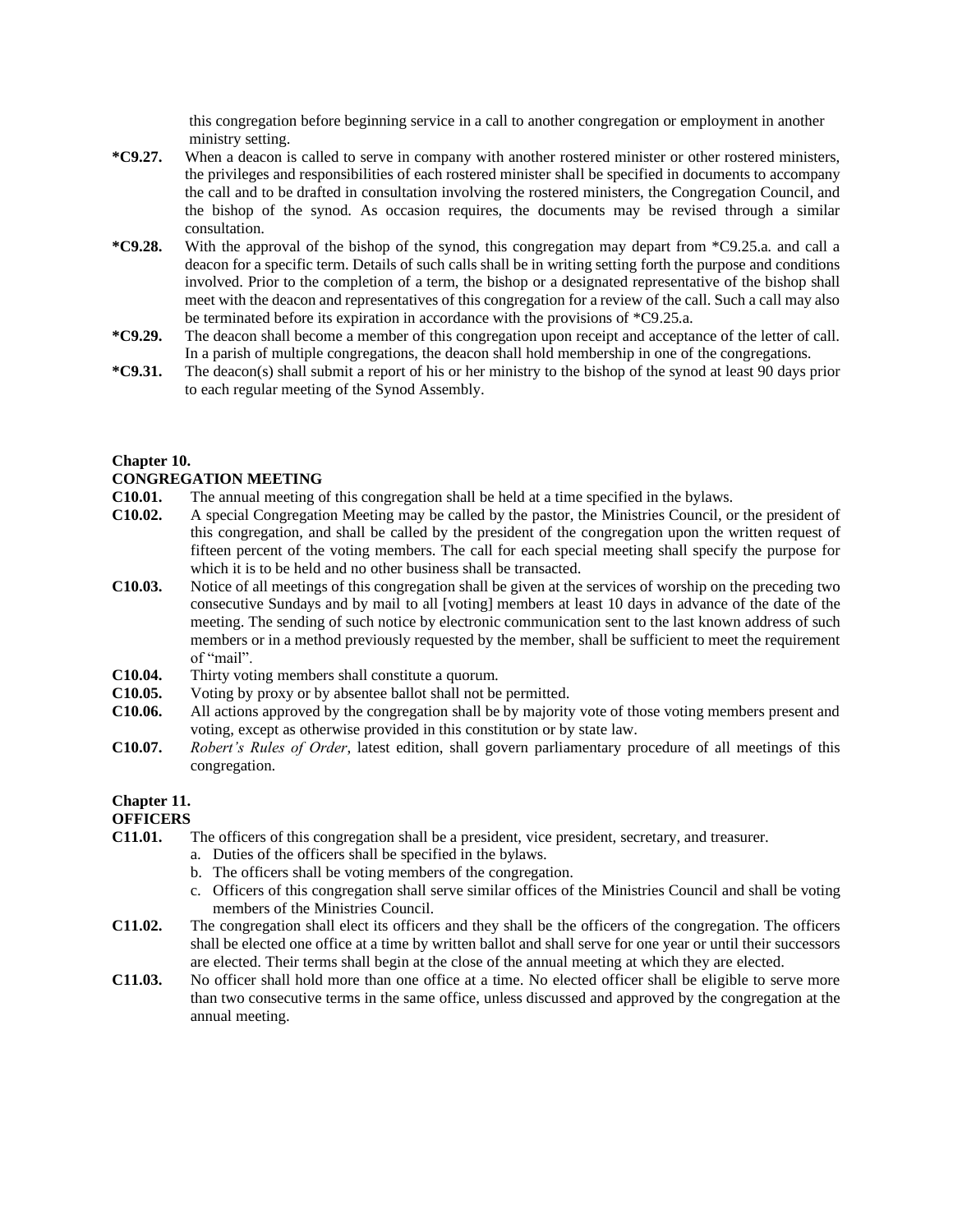this congregation before beginning service in a call to another congregation or employment in another ministry setting.

**\*C9.27.** When a deacon is called to serve in company with another rostered minister or other rostered ministers, the privileges and responsibilities of each rostered minister shall be specified in documents to accompany the call and to be drafted in consultation involving the rostered ministers, the Congregation Council, and the bishop of the synod. As occasion requires, the documents may be revised through a similar consultation.

**\*C9.28.** With the approval of the bishop of the synod, this congregation may depart from *C9.25.a. and call a deacon for a specific term. Details of such calls shall be in writing setting forth the purpose and conditions involved. Prior to the completion of a term, the bishop or a designated representative of the bishop shall meet with the deacon and representatives of this congregation for a review of the call. Such a call may also be terminated before its expiration in accordance with the provisions of *C9.25.a.

**\*C9.29.** The deacon shall become a member of this congregation upon receipt and acceptance of the letter of call. In a parish of multiple congregations, the deacon shall hold membership in one of the congregations.

**\*C9.31.** The deacon(s) shall submit a report of his or her ministry to the bishop of the synod at least 90 days prior to each regular meeting of the Synod Assembly.

## Chapter 10.
## CONGREGATION MEETING

**C10.01.** The annual meeting of this congregation shall be held at a time specified in the bylaws.

**C10.02.** A special Congregation Meeting may be called by the pastor, the Ministries Council, or the president of this congregation, and shall be called by the president of the congregation upon the written request of fifteen percent of the voting members. The call for each special meeting shall specify the purpose for which it is to be held and no other business shall be transacted.

**C10.03.** Notice of all meetings of this congregation shall be given at the services of worship on the preceding two consecutive Sundays and by mail to all [voting] members at least 10 days in advance of the date of the meeting. The sending of such notice by electronic communication sent to the last known address of such members or in a method previously requested by the member, shall be sufficient to meet the requirement of "mail".

**C10.04.** Thirty voting members shall constitute a quorum.

**C10.05.** Voting by proxy or by absentee ballot shall not be permitted.

**C10.06.** All actions approved by the congregation shall be by majority vote of those voting members present and voting, except as otherwise provided in this constitution or by state law.

**C10.07.** *Robert's Rules of Order*, latest edition, shall govern parliamentary procedure of all meetings of this congregation.

## Chapter 11.
## OFFICERS

**C11.01.** The officers of this congregation shall be a president, vice president, secretary, and treasurer.

a. Duties of the officers shall be specified in the bylaws.
b. The officers shall be voting members of the congregation.
c. Officers of this congregation shall serve similar offices of the Ministries Council and shall be voting members of the Ministries Council.

**C11.02.** The congregation shall elect its officers and they shall be the officers of the congregation. The officers shall be elected one office at a time by written ballot and shall serve for one year or until their successors are elected. Their terms shall begin at the close of the annual meeting at which they are elected.

**C11.03.** No officer shall hold more than one office at a time. No elected officer shall be eligible to serve more than two consecutive terms in the same office, unless discussed and approved by the congregation at the annual meeting.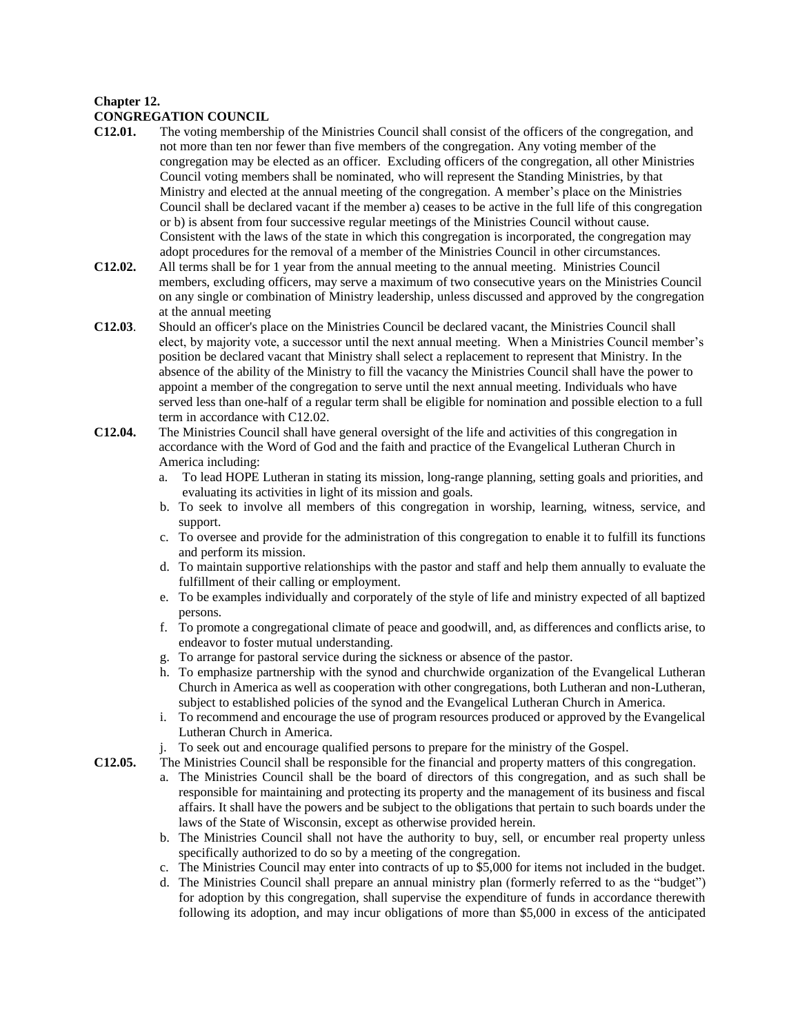**Chapter 12.**
**CONGREGATION COUNCIL**

**C12.01.** The voting membership of the Ministries Council shall consist of the officers of the congregation, and not more than ten nor fewer than five members of the congregation. Any voting member of the congregation may be elected as an officer. Excluding officers of the congregation, all other Ministries Council voting members shall be nominated, who will represent the Standing Ministries, by that Ministry and elected at the annual meeting of the congregation. A member's place on the Ministries Council shall be declared vacant if the member a) ceases to be active in the full life of this congregation or b) is absent from four successive regular meetings of the Ministries Council without cause. Consistent with the laws of the state in which this congregation is incorporated, the congregation may adopt procedures for the removal of a member of the Ministries Council in other circumstances.

**C12.02.** All terms shall be for 1 year from the annual meeting to the annual meeting. Ministries Council members, excluding officers, may serve a maximum of two consecutive years on the Ministries Council on any single or combination of Ministry leadership, unless discussed and approved by the congregation at the annual meeting

**C12.03**. Should an officer's place on the Ministries Council be declared vacant, the Ministries Council shall elect, by majority vote, a successor until the next annual meeting. When a Ministries Council member's position be declared vacant that Ministry shall select a replacement to represent that Ministry. In the absence of the ability of the Ministry to fill the vacancy the Ministries Council shall have the power to appoint a member of the congregation to serve until the next annual meeting. Individuals who have served less than one-half of a regular term shall be eligible for nomination and possible election to a full term in accordance with C12.02.

**C12.04.** The Ministries Council shall have general oversight of the life and activities of this congregation in accordance with the Word of God and the faith and practice of the Evangelical Lutheran Church in America including:

a. To lead HOPE Lutheran in stating its mission, long-range planning, setting goals and priorities, and evaluating its activities in light of its mission and goals.
b. To seek to involve all members of this congregation in worship, learning, witness, service, and support.
c. To oversee and provide for the administration of this congregation to enable it to fulfill its functions and perform its mission.
d. To maintain supportive relationships with the pastor and staff and help them annually to evaluate the fulfillment of their calling or employment.
e. To be examples individually and corporately of the style of life and ministry expected of all baptized persons.
f. To promote a congregational climate of peace and goodwill, and, as differences and conflicts arise, to endeavor to foster mutual understanding.
g. To arrange for pastoral service during the sickness or absence of the pastor.
h. To emphasize partnership with the synod and churchwide organization of the Evangelical Lutheran Church in America as well as cooperation with other congregations, both Lutheran and non-Lutheran, subject to established policies of the synod and the Evangelical Lutheran Church in America.
i. To recommend and encourage the use of program resources produced or approved by the Evangelical Lutheran Church in America.
j. To seek out and encourage qualified persons to prepare for the ministry of the Gospel.

**C12.05.** The Ministries Council shall be responsible for the financial and property matters of this congregation.

a. The Ministries Council shall be the board of directors of this congregation, and as such shall be responsible for maintaining and protecting its property and the management of its business and fiscal affairs. It shall have the powers and be subject to the obligations that pertain to such boards under the laws of the State of Wisconsin, except as otherwise provided herein.
b. The Ministries Council shall not have the authority to buy, sell, or encumber real property unless specifically authorized to do so by a meeting of the congregation.
c. The Ministries Council may enter into contracts of up to $5,000 for items not included in the budget.
d. The Ministries Council shall prepare an annual ministry plan (formerly referred to as the "budget") for adoption by this congregation, shall supervise the expenditure of funds in accordance therewith following its adoption, and may incur obligations of more than $5,000 in excess of the anticipated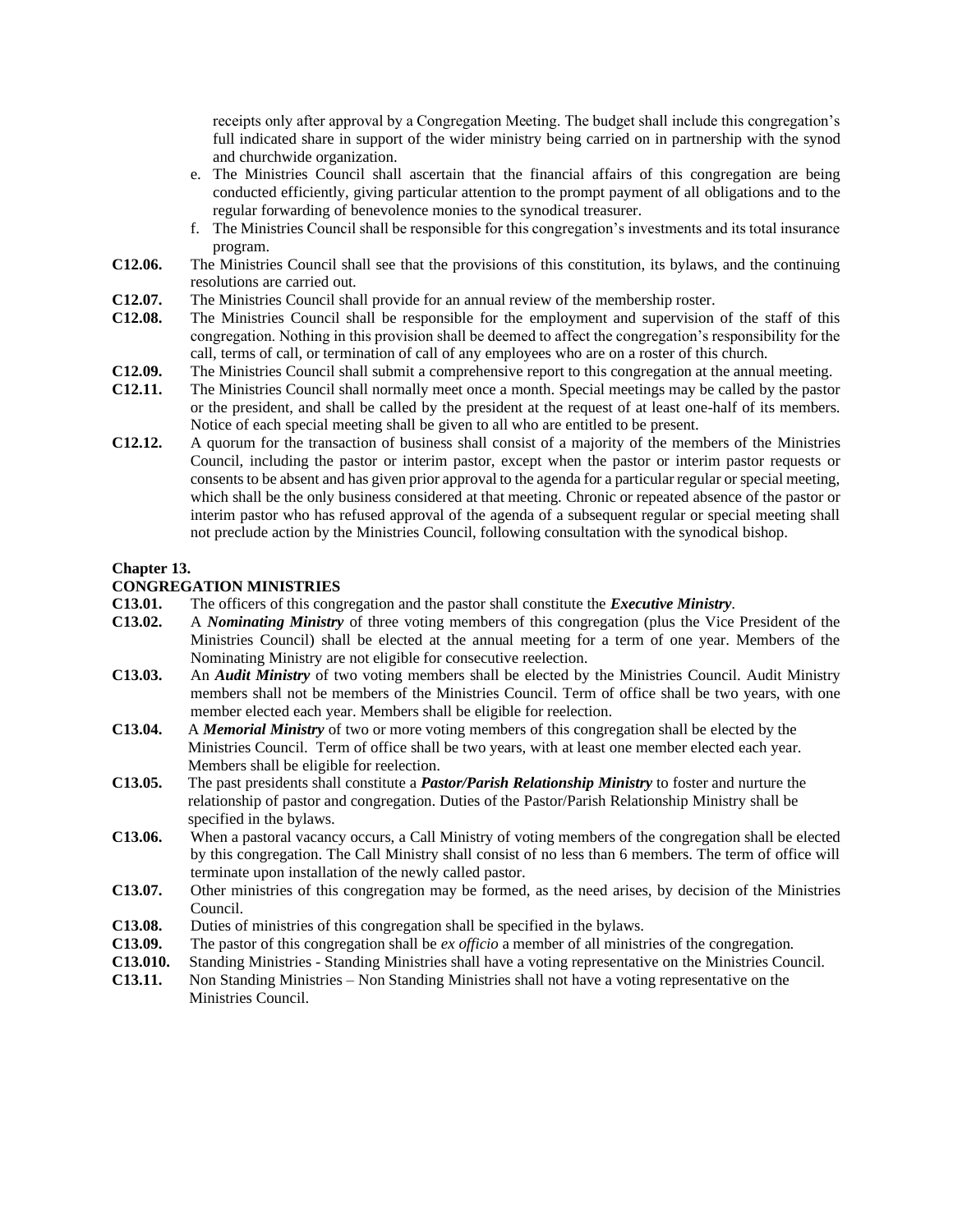receipts only after approval by a Congregation Meeting. The budget shall include this congregation's full indicated share in support of the wider ministry being carried on in partnership with the synod and churchwide organization.

e. The Ministries Council shall ascertain that the financial affairs of this congregation are being conducted efficiently, giving particular attention to the prompt payment of all obligations and to the regular forwarding of benevolence monies to the synodical treasurer.
f. The Ministries Council shall be responsible for this congregation's investments and its total insurance program.

**C12.06.** The Ministries Council shall see that the provisions of this constitution, its bylaws, and the continuing resolutions are carried out.

**C12.07.** The Ministries Council shall provide for an annual review of the membership roster.

**C12.08.** The Ministries Council shall be responsible for the employment and supervision of the staff of this congregation. Nothing in this provision shall be deemed to affect the congregation's responsibility for the call, terms of call, or termination of call of any employees who are on a roster of this church.

**C12.09.** The Ministries Council shall submit a comprehensive report to this congregation at the annual meeting.

**C12.11.** The Ministries Council shall normally meet once a month. Special meetings may be called by the pastor or the president, and shall be called by the president at the request of at least one-half of its members. Notice of each special meeting shall be given to all who are entitled to be present.

**C12.12.** A quorum for the transaction of business shall consist of a majority of the members of the Ministries Council, including the pastor or interim pastor, except when the pastor or interim pastor requests or consents to be absent and has given prior approval to the agenda for a particular regular or special meeting, which shall be the only business considered at that meeting. Chronic or repeated absence of the pastor or interim pastor who has refused approval of the agenda of a subsequent regular or special meeting shall not preclude action by the Ministries Council, following consultation with the synodical bishop.

## Chapter 13.

## CONGREGATION MINISTRIES

**C13.01.** The officers of this congregation and the pastor shall constitute the ***Executive Ministry***.

**C13.02.** A ***Nominating Ministry*** of three voting members of this congregation (plus the Vice President of the Ministries Council) shall be elected at the annual meeting for a term of one year. Members of the Nominating Ministry are not eligible for consecutive reelection.

**C13.03.** An ***Audit Ministry*** of two voting members shall be elected by the Ministries Council. Audit Ministry members shall not be members of the Ministries Council. Term of office shall be two years, with one member elected each year. Members shall be eligible for reelection.

**C13.04.** A ***Memorial Ministry*** of two or more voting members of this congregation shall be elected by the Ministries Council. Term of office shall be two years, with at least one member elected each year. Members shall be eligible for reelection.

**C13.05.** The past presidents shall constitute a ***Pastor/Parish Relationship Ministry*** to foster and nurture the relationship of pastor and congregation. Duties of the Pastor/Parish Relationship Ministry shall be specified in the bylaws.

**C13.06.** When a pastoral vacancy occurs, a Call Ministry of voting members of the congregation shall be elected by this congregation. The Call Ministry shall consist of no less than 6 members. The term of office will terminate upon installation of the newly called pastor.

**C13.07.** Other ministries of this congregation may be formed, as the need arises, by decision of the Ministries Council.

**C13.08.** Duties of ministries of this congregation shall be specified in the bylaws.

**C13.09.** The pastor of this congregation shall be *ex officio* a member of all ministries of the congregation.

**C13.010.** Standing Ministries - Standing Ministries shall have a voting representative on the Ministries Council.

**C13.11.** Non Standing Ministries – Non Standing Ministries shall not have a voting representative on the Ministries Council.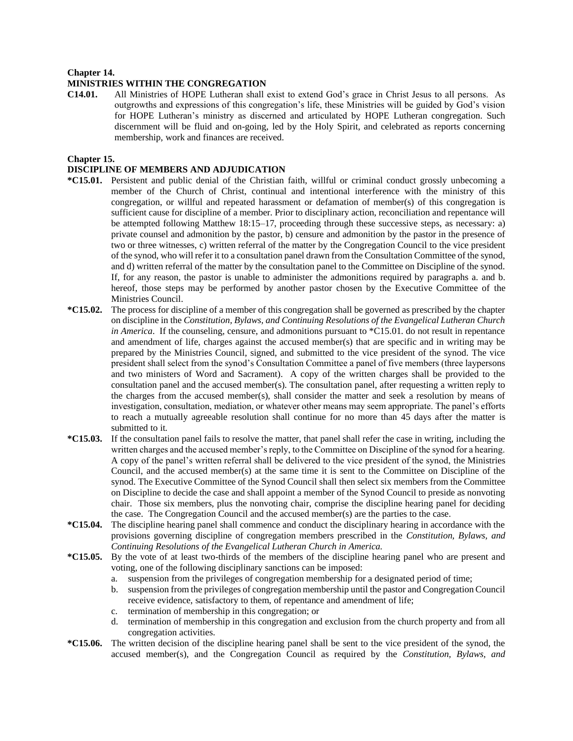## Chapter 14.
## MINISTRIES WITHIN THE CONGREGATION

**C14.01.** All Ministries of HOPE Lutheran shall exist to extend God's grace in Christ Jesus to all persons. As outgrowths and expressions of this congregation's life, these Ministries will be guided by God's vision for HOPE Lutheran's ministry as discerned and articulated by HOPE Lutheran congregation. Such discernment will be fluid and on-going, led by the Holy Spirit, and celebrated as reports concerning membership, work and finances are received.

## Chapter 15.
## DISCIPLINE OF MEMBERS AND ADJUDICATION

***C15.01.** Persistent and public denial of the Christian faith, willful or criminal conduct grossly unbecoming a member of the Church of Christ, continual and intentional interference with the ministry of this congregation, or willful and repeated harassment or defamation of member(s) of this congregation is sufficient cause for discipline of a member. Prior to disciplinary action, reconciliation and repentance will be attempted following Matthew 18:15–17, proceeding through these successive steps, as necessary: a) private counsel and admonition by the pastor, b) censure and admonition by the pastor in the presence of two or three witnesses, c) written referral of the matter by the Congregation Council to the vice president of the synod, who will refer it to a consultation panel drawn from the Consultation Committee of the synod, and d) written referral of the matter by the consultation panel to the Committee on Discipline of the synod. If, for any reason, the pastor is unable to administer the admonitions required by paragraphs a. and b. hereof, those steps may be performed by another pastor chosen by the Executive Committee of the Ministries Council.

***C15.02.** The process for discipline of a member of this congregation shall be governed as prescribed by the chapter on discipline in the *Constitution, Bylaws, and Continuing Resolutions of the Evangelical Lutheran Church in America*. If the counseling, censure, and admonitions pursuant to *C15.01. do not result in repentance and amendment of life, charges against the accused member(s) that are specific and in writing may be prepared by the Ministries Council, signed, and submitted to the vice president of the synod. The vice president shall select from the synod's Consultation Committee a panel of five members (three laypersons and two ministers of Word and Sacrament). A copy of the written charges shall be provided to the consultation panel and the accused member(s). The consultation panel, after requesting a written reply to the charges from the accused member(s), shall consider the matter and seek a resolution by means of investigation, consultation, mediation, or whatever other means may seem appropriate. The panel's efforts to reach a mutually agreeable resolution shall continue for no more than 45 days after the matter is submitted to it.

***C15.03.** If the consultation panel fails to resolve the matter, that panel shall refer the case in writing, including the written charges and the accused member's reply, to the Committee on Discipline of the synod for a hearing. A copy of the panel's written referral shall be delivered to the vice president of the synod, the Ministries Council, and the accused member(s) at the same time it is sent to the Committee on Discipline of the synod. The Executive Committee of the Synod Council shall then select six members from the Committee on Discipline to decide the case and shall appoint a member of the Synod Council to preside as nonvoting chair. Those six members, plus the nonvoting chair, comprise the discipline hearing panel for deciding the case. The Congregation Council and the accused member(s) are the parties to the case.

***C15.04.** The discipline hearing panel shall commence and conduct the disciplinary hearing in accordance with the provisions governing discipline of congregation members prescribed in the *Constitution, Bylaws, and Continuing Resolutions of the Evangelical Lutheran Church in America.*

***C15.05.** By the vote of at least two-thirds of the members of the discipline hearing panel who are present and voting, one of the following disciplinary sanctions can be imposed:

a. suspension from the privileges of congregation membership for a designated period of time;
b. suspension from the privileges of congregation membership until the pastor and Congregation Council receive evidence, satisfactory to them, of repentance and amendment of life;
c. termination of membership in this congregation; or
d. termination of membership in this congregation and exclusion from the church property and from all congregation activities.

***C15.06.** The written decision of the discipline hearing panel shall be sent to the vice president of the synod, the accused member(s), and the Congregation Council as required by the *Constitution, Bylaws, and*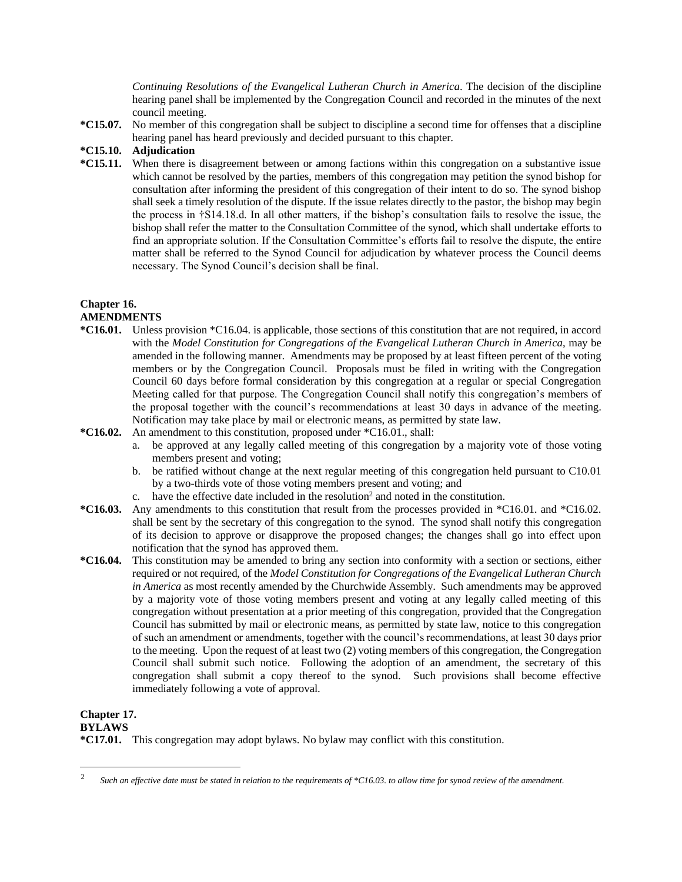*Continuing Resolutions of the Evangelical Lutheran Church in America*. The decision of the discipline hearing panel shall be implemented by the Congregation Council and recorded in the minutes of the next council meeting.

**\*C15.07.** No member of this congregation shall be subject to discipline a second time for offenses that a discipline hearing panel has heard previously and decided pursuant to this chapter.

**\*C15.10. Adjudication**

**\*C15.11.** When there is disagreement between or among factions within this congregation on a substantive issue which cannot be resolved by the parties, members of this congregation may petition the synod bishop for consultation after informing the president of this congregation of their intent to do so. The synod bishop shall seek a timely resolution of the dispute. If the issue relates directly to the pastor, the bishop may begin the process in †S14.18.d. In all other matters, if the bishop's consultation fails to resolve the issue, the bishop shall refer the matter to the Consultation Committee of the synod, which shall undertake efforts to find an appropriate solution. If the Consultation Committee's efforts fail to resolve the dispute, the entire matter shall be referred to the Synod Council for adjudication by whatever process the Council deems necessary. The Synod Council's decision shall be final.

## Chapter 16.
## AMENDMENTS

**\*C16.01.** Unless provision \*C16.04. is applicable, those sections of this constitution that are not required, in accord with the *Model Constitution for Congregations of the Evangelical Lutheran Church in America*, may be amended in the following manner. Amendments may be proposed by at least fifteen percent of the voting members or by the Congregation Council. Proposals must be filed in writing with the Congregation Council 60 days before formal consideration by this congregation at a regular or special Congregation Meeting called for that purpose. The Congregation Council shall notify this congregation's members of the proposal together with the council's recommendations at least 30 days in advance of the meeting. Notification may take place by mail or electronic means, as permitted by state law.

**\*C16.02.** An amendment to this constitution, proposed under \*C16.01., shall:

a. be approved at any legally called meeting of this congregation by a majority vote of those voting members present and voting;
b. be ratified without change at the next regular meeting of this congregation held pursuant to C10.01 by a two-thirds vote of those voting members present and voting; and
c. have the effective date included in the resolution[2] and noted in the constitution.

**\*C16.03.** Any amendments to this constitution that result from the processes provided in \*C16.01. and \*C16.02. shall be sent by the secretary of this congregation to the synod. The synod shall notify this congregation of its decision to approve or disapprove the proposed changes; the changes shall go into effect upon notification that the synod has approved them.

**\*C16.04.** This constitution may be amended to bring any section into conformity with a section or sections, either required or not required, of the *Model Constitution for Congregations of the Evangelical Lutheran Church in America* as most recently amended by the Churchwide Assembly. Such amendments may be approved by a majority vote of those voting members present and voting at any legally called meeting of this congregation without presentation at a prior meeting of this congregation, provided that the Congregation Council has submitted by mail or electronic means, as permitted by state law, notice to this congregation of such an amendment or amendments, together with the council's recommendations, at least 30 days prior to the meeting. Upon the request of at least two (2) voting members of this congregation, the Congregation Council shall submit such notice. Following the adoption of an amendment, the secretary of this congregation shall submit a copy thereof to the synod. Such provisions shall become effective immediately following a vote of approval.

## Chapter 17.
## BYLAWS

**\*C17.01.** This congregation may adopt bylaws. No bylaw may conflict with this constitution.

---

[2] *Such an effective date must be stated in relation to the requirements of \*C16.03. to allow time for synod review of the amendment.*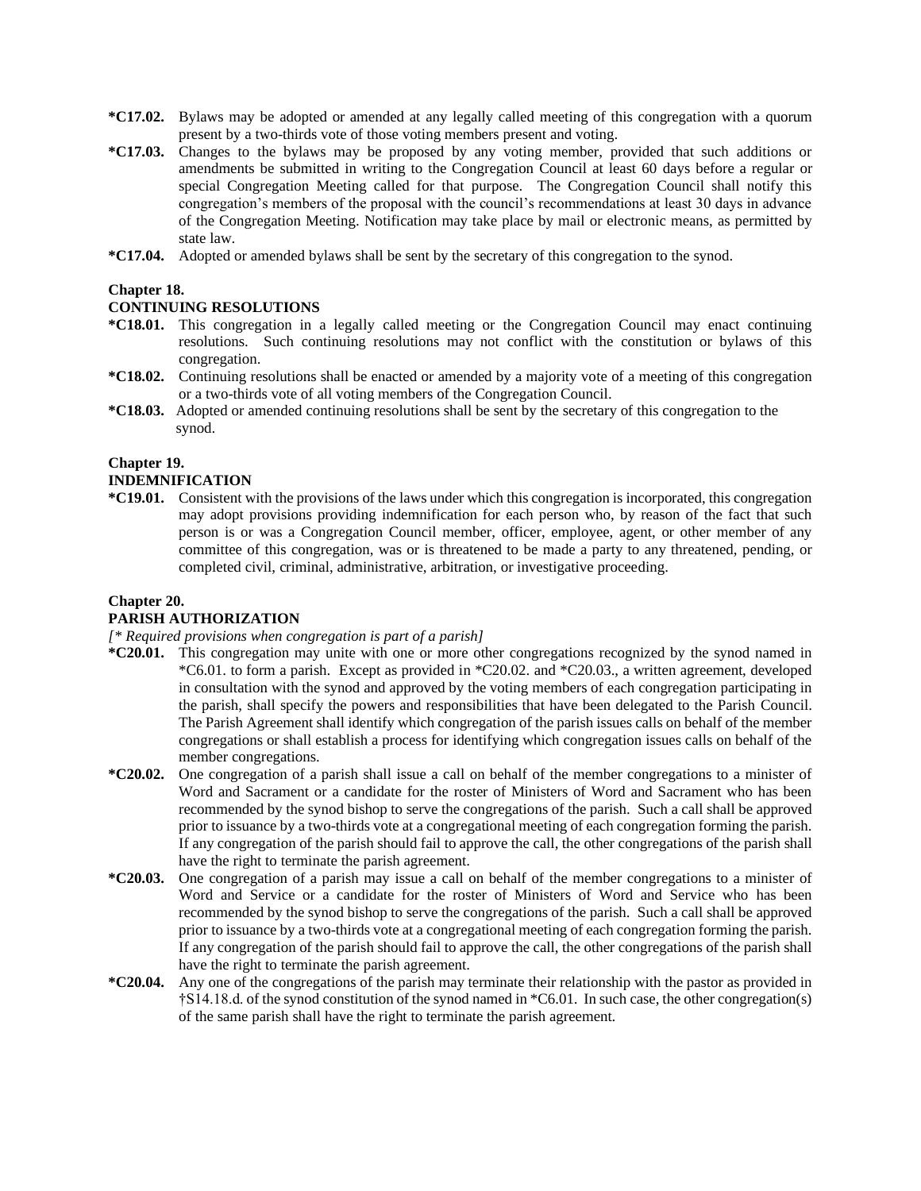**\*C17.02.** Bylaws may be adopted or amended at any legally called meeting of this congregation with a quorum present by a two-thirds vote of those voting members present and voting.

**\*C17.03.** Changes to the bylaws may be proposed by any voting member, provided that such additions or amendments be submitted in writing to the Congregation Council at least 60 days before a regular or special Congregation Meeting called for that purpose. The Congregation Council shall notify this congregation's members of the proposal with the council's recommendations at least 30 days in advance of the Congregation Meeting. Notification may take place by mail or electronic means, as permitted by state law.

**\*C17.04.** Adopted or amended bylaws shall be sent by the secretary of this congregation to the synod.

### Chapter 18.
### CONTINUING RESOLUTIONS

**\*C18.01.** This congregation in a legally called meeting or the Congregation Council may enact continuing resolutions. Such continuing resolutions may not conflict with the constitution or bylaws of this congregation.

**\*C18.02.** Continuing resolutions shall be enacted or amended by a majority vote of a meeting of this congregation or a two-thirds vote of all voting members of the Congregation Council.

**\*C18.03.** Adopted or amended continuing resolutions shall be sent by the secretary of this congregation to the synod.

### Chapter 19.
### INDEMNIFICATION

**\*C19.01.** Consistent with the provisions of the laws under which this congregation is incorporated, this congregation may adopt provisions providing indemnification for each person who, by reason of the fact that such person is or was a Congregation Council member, officer, employee, agent, or other member of any committee of this congregation, was or is threatened to be made a party to any threatened, pending, or completed civil, criminal, administrative, arbitration, or investigative proceeding.

### Chapter 20.
### PARISH AUTHORIZATION

*[\* Required provisions when congregation is part of a parish]*

**\*C20.01.** This congregation may unite with one or more other congregations recognized by the synod named in \*C6.01. to form a parish. Except as provided in \*C20.02. and \*C20.03., a written agreement, developed in consultation with the synod and approved by the voting members of each congregation participating in the parish, shall specify the powers and responsibilities that have been delegated to the Parish Council. The Parish Agreement shall identify which congregation of the parish issues calls on behalf of the member congregations or shall establish a process for identifying which congregation issues calls on behalf of the member congregations.

**\*C20.02.** One congregation of a parish shall issue a call on behalf of the member congregations to a minister of Word and Sacrament or a candidate for the roster of Ministers of Word and Sacrament who has been recommended by the synod bishop to serve the congregations of the parish. Such a call shall be approved prior to issuance by a two-thirds vote at a congregational meeting of each congregation forming the parish. If any congregation of the parish should fail to approve the call, the other congregations of the parish shall have the right to terminate the parish agreement.

**\*C20.03.** One congregation of a parish may issue a call on behalf of the member congregations to a minister of Word and Service or a candidate for the roster of Ministers of Word and Service who has been recommended by the synod bishop to serve the congregations of the parish. Such a call shall be approved prior to issuance by a two-thirds vote at a congregational meeting of each congregation forming the parish. If any congregation of the parish should fail to approve the call, the other congregations of the parish shall have the right to terminate the parish agreement.

**\*C20.04.** Any one of the congregations of the parish may terminate their relationship with the pastor as provided in †S14.18.d. of the synod constitution of the synod named in \*C6.01. In such case, the other congregation(s) of the same parish shall have the right to terminate the parish agreement.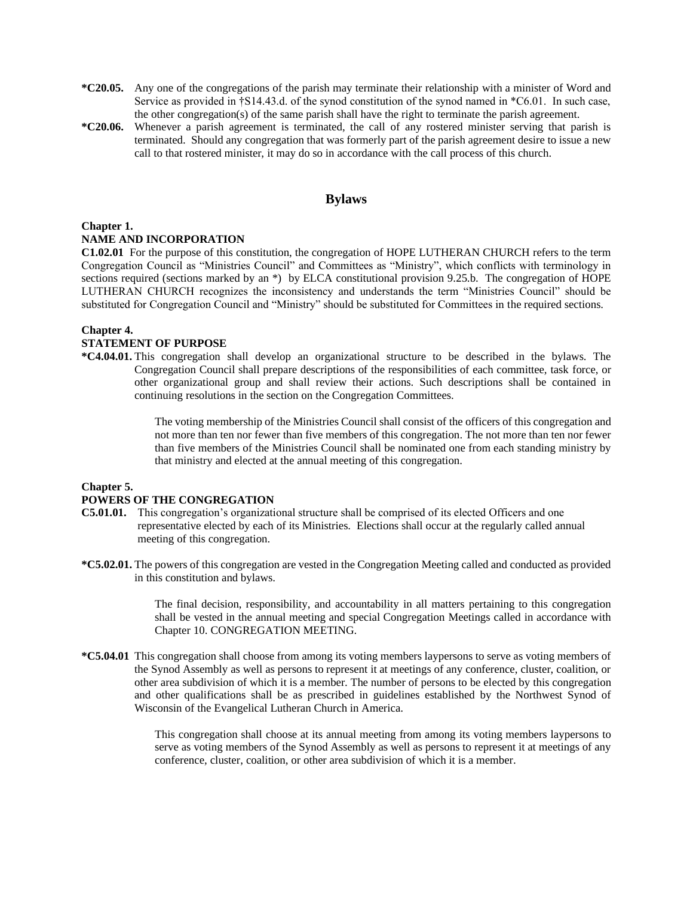**\*C20.05.** Any one of the congregations of the parish may terminate their relationship with a minister of Word and Service as provided in †S14.43.d. of the synod constitution of the synod named in *C6.01. In such case, the other congregation(s) of the same parish shall have the right to terminate the parish agreement.

**\*C20.06.** Whenever a parish agreement is terminated, the call of any rostered minister serving that parish is terminated. Should any congregation that was formerly part of the parish agreement desire to issue a new call to that rostered minister, it may do so in accordance with the call process of this church.

## Bylaws

**Chapter 1.**
**NAME AND INCORPORATION**

**C1.02.01** For the purpose of this constitution, the congregation of HOPE LUTHERAN CHURCH refers to the term Congregation Council as "Ministries Council" and Committees as "Ministry", which conflicts with terminology in sections required (sections marked by an *) by ELCA constitutional provision 9.25.b. The congregation of HOPE LUTHERAN CHURCH recognizes the inconsistency and understands the term "Ministries Council" should be substituted for Congregation Council and "Ministry" should be substituted for Committees in the required sections.

**Chapter 4.**
**STATEMENT OF PURPOSE**

**\*C4.04.01.** This congregation shall develop an organizational structure to be described in the bylaws. The Congregation Council shall prepare descriptions of the responsibilities of each committee, task force, or other organizational group and shall review their actions. Such descriptions shall be contained in continuing resolutions in the section on the Congregation Committees.

> The voting membership of the Ministries Council shall consist of the officers of this congregation and not more than ten nor fewer than five members of this congregation. The not more than ten nor fewer than five members of the Ministries Council shall be nominated one from each standing ministry by that ministry and elected at the annual meeting of this congregation.

**Chapter 5.**
**POWERS OF THE CONGREGATION**

**C5.01.01.** This congregation's organizational structure shall be comprised of its elected Officers and one representative elected by each of its Ministries. Elections shall occur at the regularly called annual meeting of this congregation.

**\*C5.02.01.** The powers of this congregation are vested in the Congregation Meeting called and conducted as provided in this constitution and bylaws.

> The final decision, responsibility, and accountability in all matters pertaining to this congregation shall be vested in the annual meeting and special Congregation Meetings called in accordance with Chapter 10. CONGREGATION MEETING.

**\*C5.04.01** This congregation shall choose from among its voting members laypersons to serve as voting members of the Synod Assembly as well as persons to represent it at meetings of any conference, cluster, coalition, or other area subdivision of which it is a member. The number of persons to be elected by this congregation and other qualifications shall be as prescribed in guidelines established by the Northwest Synod of Wisconsin of the Evangelical Lutheran Church in America.

> This congregation shall choose at its annual meeting from among its voting members laypersons to serve as voting members of the Synod Assembly as well as persons to represent it at meetings of any conference, cluster, coalition, or other area subdivision of which it is a member.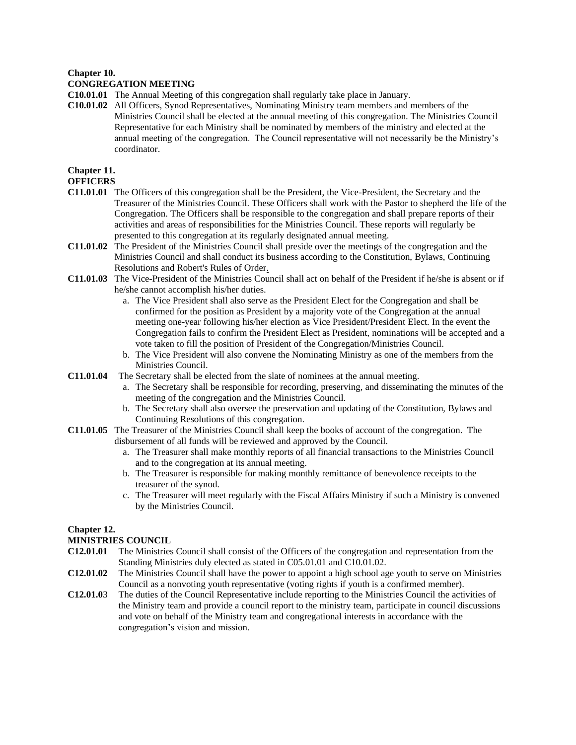**Chapter 10.**
**CONGREGATION MEETING**

**C10.01.01** The Annual Meeting of this congregation shall regularly take place in January.

**C10.01.02** All Officers, Synod Representatives, Nominating Ministry team members and members of the Ministries Council shall be elected at the annual meeting of this congregation. The Ministries Council Representative for each Ministry shall be nominated by members of the ministry and elected at the annual meeting of the congregation. The Council representative will not necessarily be the Ministry's coordinator.

**Chapter 11.**
**OFFICERS**

**C11.01.01** The Officers of this congregation shall be the President, the Vice-President, the Secretary and the Treasurer of the Ministries Council. These Officers shall work with the Pastor to shepherd the life of the Congregation. The Officers shall be responsible to the congregation and shall prepare reports of their activities and areas of responsibilities for the Ministries Council. These reports will regularly be presented to this congregation at its regularly designated annual meeting.

**C11.01.02** The President of the Ministries Council shall preside over the meetings of the congregation and the Ministries Council and shall conduct its business according to the Constitution, Bylaws, Continuing Resolutions and Robert's Rules of Order.

**C11.01.03** The Vice-President of the Ministries Council shall act on behalf of the President if he/she is absent or if he/she cannot accomplish his/her duties.

a. The Vice President shall also serve as the President Elect for the Congregation and shall be confirmed for the position as President by a majority vote of the Congregation at the annual meeting one-year following his/her election as Vice President/President Elect. In the event the Congregation fails to confirm the President Elect as President, nominations will be accepted and a vote taken to fill the position of President of the Congregation/Ministries Council.
b. The Vice President will also convene the Nominating Ministry as one of the members from the Ministries Council.

**C11.01.04** The Secretary shall be elected from the slate of nominees at the annual meeting.

a. The Secretary shall be responsible for recording, preserving, and disseminating the minutes of the meeting of the congregation and the Ministries Council.
b. The Secretary shall also oversee the preservation and updating of the Constitution, Bylaws and Continuing Resolutions of this congregation.

**C11.01.05** The Treasurer of the Ministries Council shall keep the books of account of the congregation. The disbursement of all funds will be reviewed and approved by the Council.

a. The Treasurer shall make monthly reports of all financial transactions to the Ministries Council and to the congregation at its annual meeting.
b. The Treasurer is responsible for making monthly remittance of benevolence receipts to the treasurer of the synod.
c. The Treasurer will meet regularly with the Fiscal Affairs Ministry if such a Ministry is convened by the Ministries Council.

**Chapter 12.**
**MINISTRIES COUNCIL**

**C12.01.01** The Ministries Council shall consist of the Officers of the congregation and representation from the Standing Ministries duly elected as stated in C05.01.01 and C10.01.02.

**C12.01.02** The Ministries Council shall have the power to appoint a high school age youth to serve on Ministries Council as a nonvoting youth representative (voting rights if youth is a confirmed member).

**C12.01.03** The duties of the Council Representative include reporting to the Ministries Council the activities of the Ministry team and provide a council report to the ministry team, participate in council discussions and vote on behalf of the Ministry team and congregational interests in accordance with the congregation's vision and mission.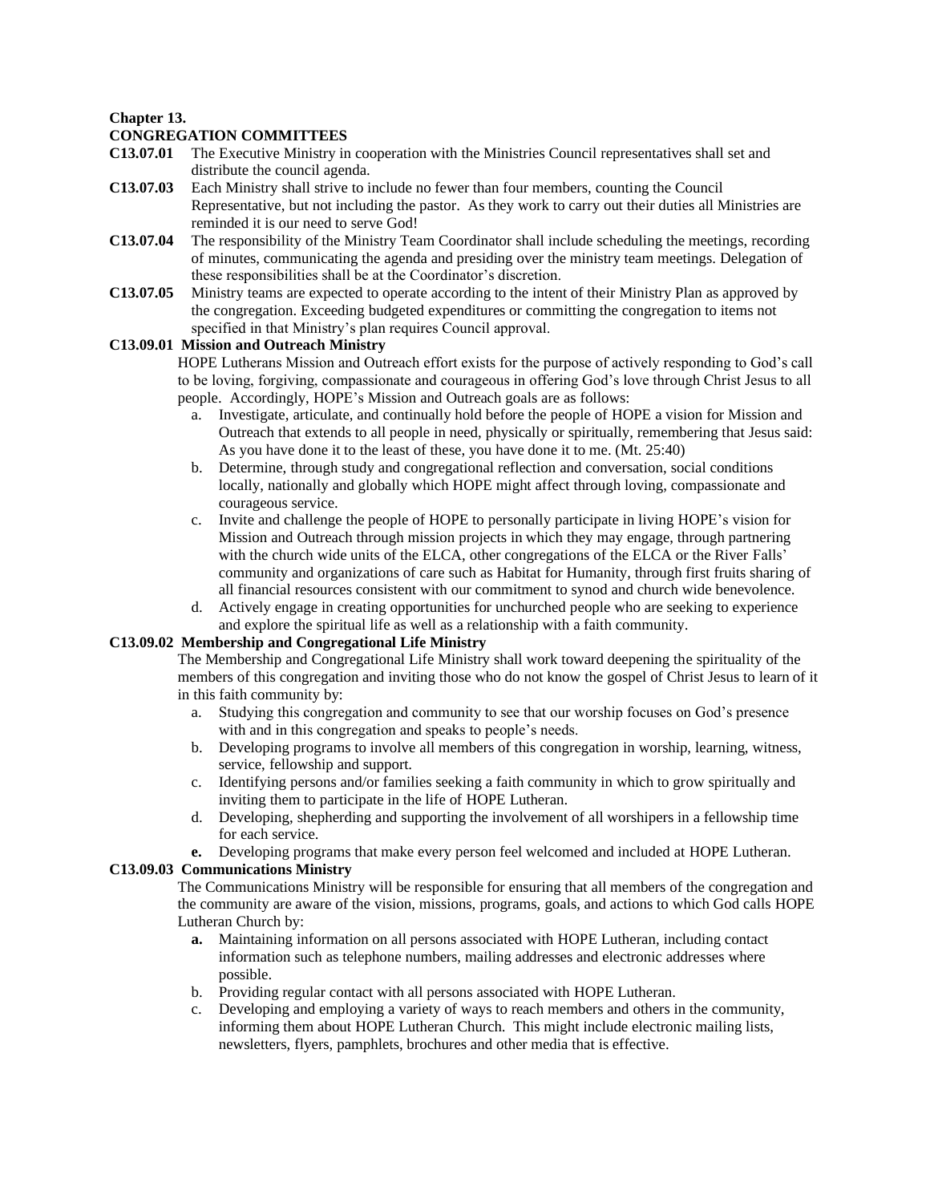**Chapter 13.**

**CONGREGATION COMMITTEES**

**C13.07.01** The Executive Ministry in cooperation with the Ministries Council representatives shall set and distribute the council agenda.

**C13.07.03** Each Ministry shall strive to include no fewer than four members, counting the Council Representative, but not including the pastor. As they work to carry out their duties all Ministries are reminded it is our need to serve God!

**C13.07.04** The responsibility of the Ministry Team Coordinator shall include scheduling the meetings, recording of minutes, communicating the agenda and presiding over the ministry team meetings. Delegation of these responsibilities shall be at the Coordinator's discretion.

**C13.07.05** Ministry teams are expected to operate according to the intent of their Ministry Plan as approved by the congregation. Exceeding budgeted expenditures or committing the congregation to items not specified in that Ministry's plan requires Council approval.

**C13.09.01 Mission and Outreach Ministry**

HOPE Lutherans Mission and Outreach effort exists for the purpose of actively responding to God's call to be loving, forgiving, compassionate and courageous in offering God's love through Christ Jesus to all people. Accordingly, HOPE's Mission and Outreach goals are as follows:

a. Investigate, articulate, and continually hold before the people of HOPE a vision for Mission and Outreach that extends to all people in need, physically or spiritually, remembering that Jesus said: As you have done it to the least of these, you have done it to me. (Mt. 25:40)
b. Determine, through study and congregational reflection and conversation, social conditions locally, nationally and globally which HOPE might affect through loving, compassionate and courageous service.
c. Invite and challenge the people of HOPE to personally participate in living HOPE's vision for Mission and Outreach through mission projects in which they may engage, through partnering with the church wide units of the ELCA, other congregations of the ELCA or the River Falls' community and organizations of care such as Habitat for Humanity, through first fruits sharing of all financial resources consistent with our commitment to synod and church wide benevolence.
d. Actively engage in creating opportunities for unchurched people who are seeking to experience and explore the spiritual life as well as a relationship with a faith community.

**C13.09.02 Membership and Congregational Life Ministry**

The Membership and Congregational Life Ministry shall work toward deepening the spirituality of the members of this congregation and inviting those who do not know the gospel of Christ Jesus to learn of it in this faith community by:

a. Studying this congregation and community to see that our worship focuses on God's presence with and in this congregation and speaks to people's needs.
b. Developing programs to involve all members of this congregation in worship, learning, witness, service, fellowship and support.
c. Identifying persons and/or families seeking a faith community in which to grow spiritually and inviting them to participate in the life of HOPE Lutheran.
d. Developing, shepherding and supporting the involvement of all worshipers in a fellowship time for each service.
**e.** Developing programs that make every person feel welcomed and included at HOPE Lutheran.

**C13.09.03 Communications Ministry**

The Communications Ministry will be responsible for ensuring that all members of the congregation and the community are aware of the vision, missions, programs, goals, and actions to which God calls HOPE Lutheran Church by:

**a.** Maintaining information on all persons associated with HOPE Lutheran, including contact information such as telephone numbers, mailing addresses and electronic addresses where possible.
b. Providing regular contact with all persons associated with HOPE Lutheran.
c. Developing and employing a variety of ways to reach members and others in the community, informing them about HOPE Lutheran Church. This might include electronic mailing lists, newsletters, flyers, pamphlets, brochures and other media that is effective.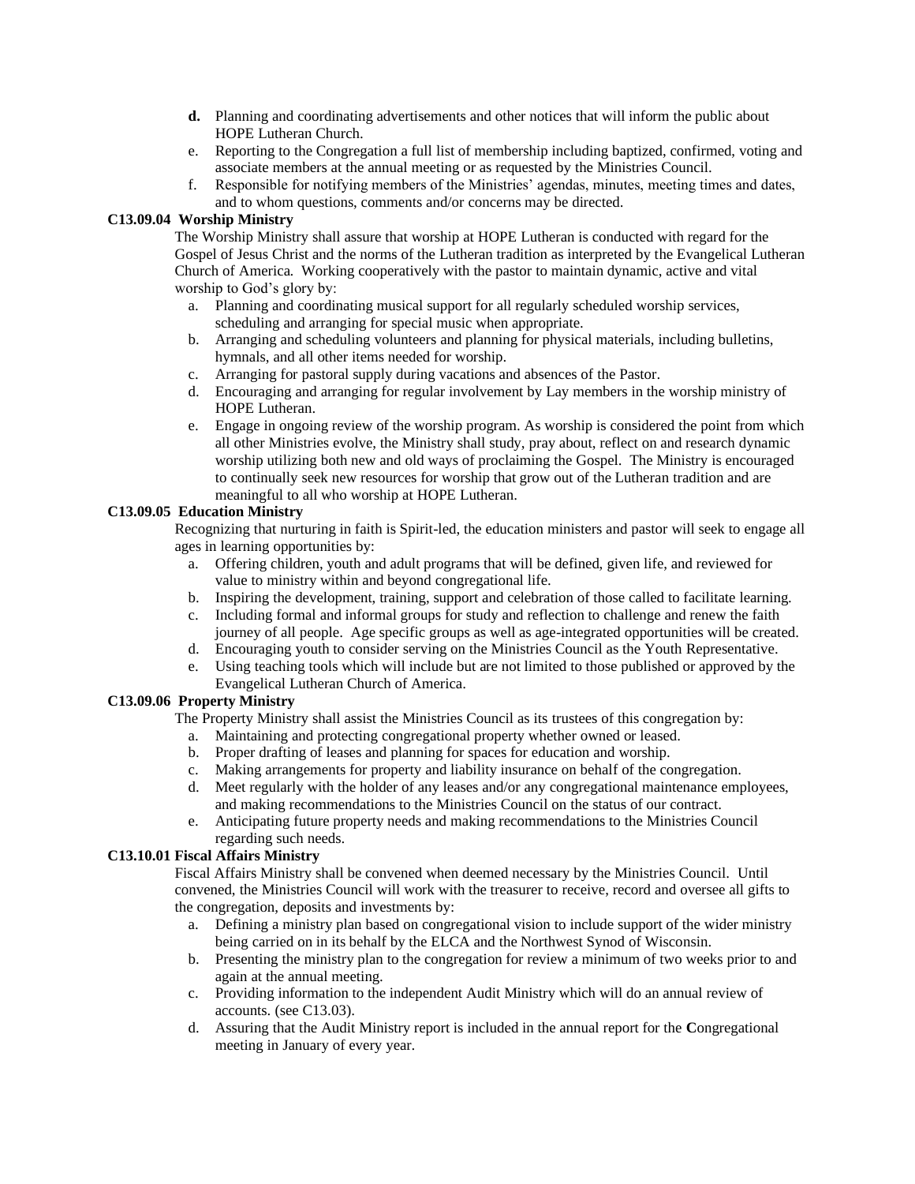**d.** Planning and coordinating advertisements and other notices that will inform the public about HOPE Lutheran Church.

e. Reporting to the Congregation a full list of membership including baptized, confirmed, voting and associate members at the annual meeting or as requested by the Ministries Council.

f. Responsible for notifying members of the Ministries' agendas, minutes, meeting times and dates, and to whom questions, comments and/or concerns may be directed.

**C13.09.04 Worship Ministry**

The Worship Ministry shall assure that worship at HOPE Lutheran is conducted with regard for the Gospel of Jesus Christ and the norms of the Lutheran tradition as interpreted by the Evangelical Lutheran Church of America. Working cooperatively with the pastor to maintain dynamic, active and vital worship to God's glory by:

a. Planning and coordinating musical support for all regularly scheduled worship services, scheduling and arranging for special music when appropriate.
b. Arranging and scheduling volunteers and planning for physical materials, including bulletins, hymnals, and all other items needed for worship.
c. Arranging for pastoral supply during vacations and absences of the Pastor.
d. Encouraging and arranging for regular involvement by Lay members in the worship ministry of HOPE Lutheran.
e. Engage in ongoing review of the worship program. As worship is considered the point from which all other Ministries evolve, the Ministry shall study, pray about, reflect on and research dynamic worship utilizing both new and old ways of proclaiming the Gospel. The Ministry is encouraged to continually seek new resources for worship that grow out of the Lutheran tradition and are meaningful to all who worship at HOPE Lutheran.

**C13.09.05 Education Ministry**

Recognizing that nurturing in faith is Spirit-led, the education ministers and pastor will seek to engage all ages in learning opportunities by:

a. Offering children, youth and adult programs that will be defined, given life, and reviewed for value to ministry within and beyond congregational life.
b. Inspiring the development, training, support and celebration of those called to facilitate learning.
c. Including formal and informal groups for study and reflection to challenge and renew the faith journey of all people. Age specific groups as well as age-integrated opportunities will be created.
d. Encouraging youth to consider serving on the Ministries Council as the Youth Representative.
e. Using teaching tools which will include but are not limited to those published or approved by the Evangelical Lutheran Church of America.

**C13.09.06 Property Ministry**

The Property Ministry shall assist the Ministries Council as its trustees of this congregation by:

a. Maintaining and protecting congregational property whether owned or leased.
b. Proper drafting of leases and planning for spaces for education and worship.
c. Making arrangements for property and liability insurance on behalf of the congregation.
d. Meet regularly with the holder of any leases and/or any congregational maintenance employees, and making recommendations to the Ministries Council on the status of our contract.
e. Anticipating future property needs and making recommendations to the Ministries Council regarding such needs.

**C13.10.01 Fiscal Affairs Ministry**

Fiscal Affairs Ministry shall be convened when deemed necessary by the Ministries Council. Until convened, the Ministries Council will work with the treasurer to receive, record and oversee all gifts to the congregation, deposits and investments by:

a. Defining a ministry plan based on congregational vision to include support of the wider ministry being carried on in its behalf by the ELCA and the Northwest Synod of Wisconsin.
b. Presenting the ministry plan to the congregation for review a minimum of two weeks prior to and again at the annual meeting.
c. Providing information to the independent Audit Ministry which will do an annual review of accounts. (see C13.03).
d. Assuring that the Audit Ministry report is included in the annual report for the **C**ongregational meeting in January of every year.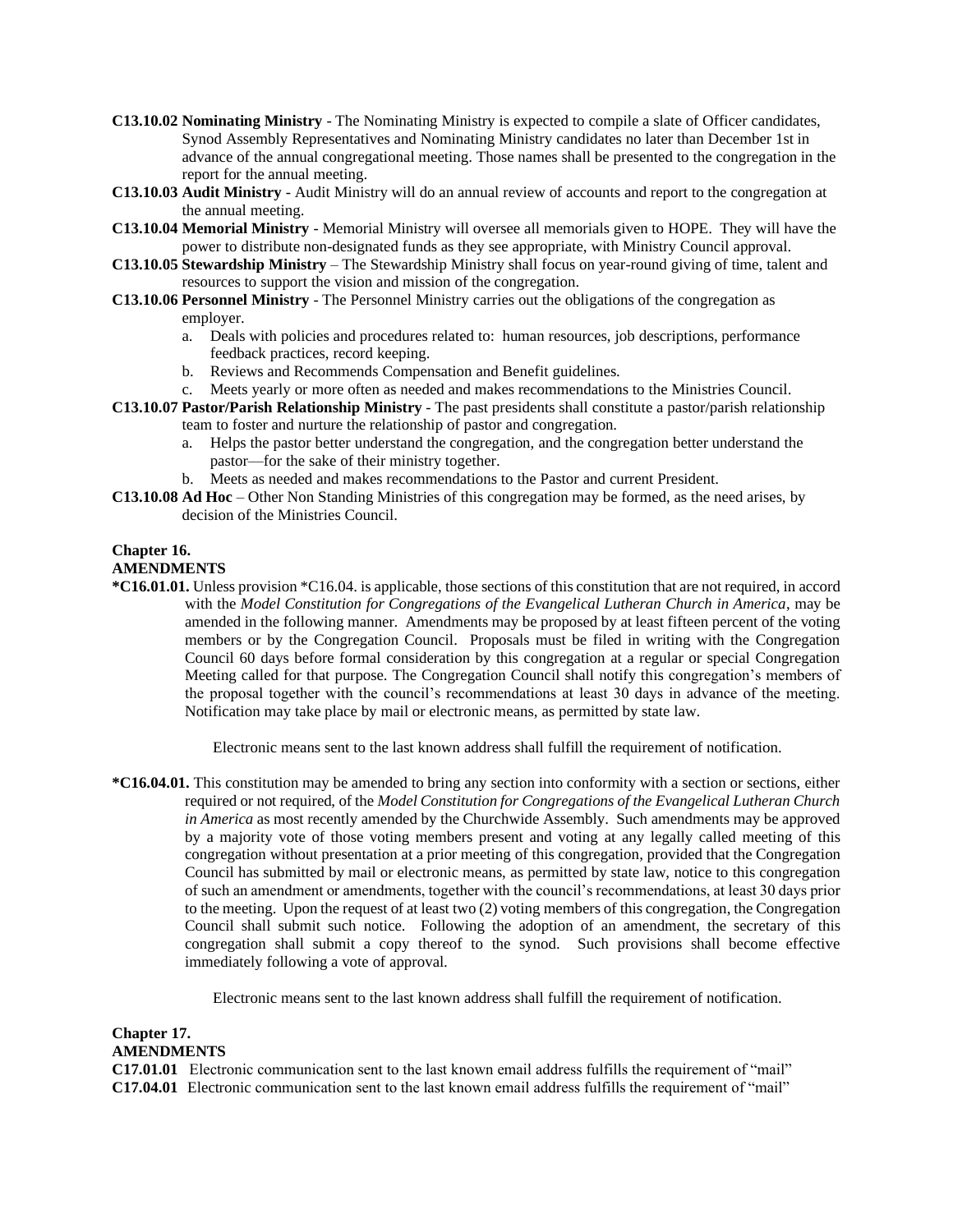**C13.10.02 Nominating Ministry** - The Nominating Ministry is expected to compile a slate of Officer candidates, Synod Assembly Representatives and Nominating Ministry candidates no later than December 1st in advance of the annual congregational meeting. Those names shall be presented to the congregation in the report for the annual meeting.

**C13.10.03 Audit Ministry** - Audit Ministry will do an annual review of accounts and report to the congregation at the annual meeting.

**C13.10.04 Memorial Ministry** - Memorial Ministry will oversee all memorials given to HOPE. They will have the power to distribute non-designated funds as they see appropriate, with Ministry Council approval.

**C13.10.05 Stewardship Ministry** – The Stewardship Ministry shall focus on year-round giving of time, talent and resources to support the vision and mission of the congregation.

**C13.10.06 Personnel Ministry** - The Personnel Ministry carries out the obligations of the congregation as employer.

a. Deals with policies and procedures related to: human resources, job descriptions, performance feedback practices, record keeping.
b. Reviews and Recommends Compensation and Benefit guidelines.
c. Meets yearly or more often as needed and makes recommendations to the Ministries Council.

**C13.10.07 Pastor/Parish Relationship Ministry** - The past presidents shall constitute a pastor/parish relationship team to foster and nurture the relationship of pastor and congregation.

a. Helps the pastor better understand the congregation, and the congregation better understand the pastor—for the sake of their ministry together.
b. Meets as needed and makes recommendations to the Pastor and current President.

**C13.10.08 Ad Hoc** – Other Non Standing Ministries of this congregation may be formed, as the need arises, by decision of the Ministries Council.

## Chapter 16.
## AMENDMENTS

**\*C16.01.01.** Unless provision *C16.04. is applicable, those sections of this constitution that are not required, in accord with the *Model Constitution for Congregations of the Evangelical Lutheran Church in America*, may be amended in the following manner. Amendments may be proposed by at least fifteen percent of the voting members or by the Congregation Council. Proposals must be filed in writing with the Congregation Council 60 days before formal consideration by this congregation at a regular or special Congregation Meeting called for that purpose. The Congregation Council shall notify this congregation's members of the proposal together with the council's recommendations at least 30 days in advance of the meeting. Notification may take place by mail or electronic means, as permitted by state law.

Electronic means sent to the last known address shall fulfill the requirement of notification.

**\*C16.04.01.** This constitution may be amended to bring any section into conformity with a section or sections, either required or not required, of the *Model Constitution for Congregations of the Evangelical Lutheran Church in America* as most recently amended by the Churchwide Assembly. Such amendments may be approved by a majority vote of those voting members present and voting at any legally called meeting of this congregation without presentation at a prior meeting of this congregation, provided that the Congregation Council has submitted by mail or electronic means, as permitted by state law, notice to this congregation of such an amendment or amendments, together with the council's recommendations, at least 30 days prior to the meeting. Upon the request of at least two (2) voting members of this congregation, the Congregation Council shall submit such notice. Following the adoption of an amendment, the secretary of this congregation shall submit a copy thereof to the synod. Such provisions shall become effective immediately following a vote of approval.

Electronic means sent to the last known address shall fulfill the requirement of notification.

## Chapter 17.
## AMENDMENTS

**C17.01.01** Electronic communication sent to the last known email address fulfills the requirement of "mail"

**C17.04.01** Electronic communication sent to the last known email address fulfills the requirement of "mail"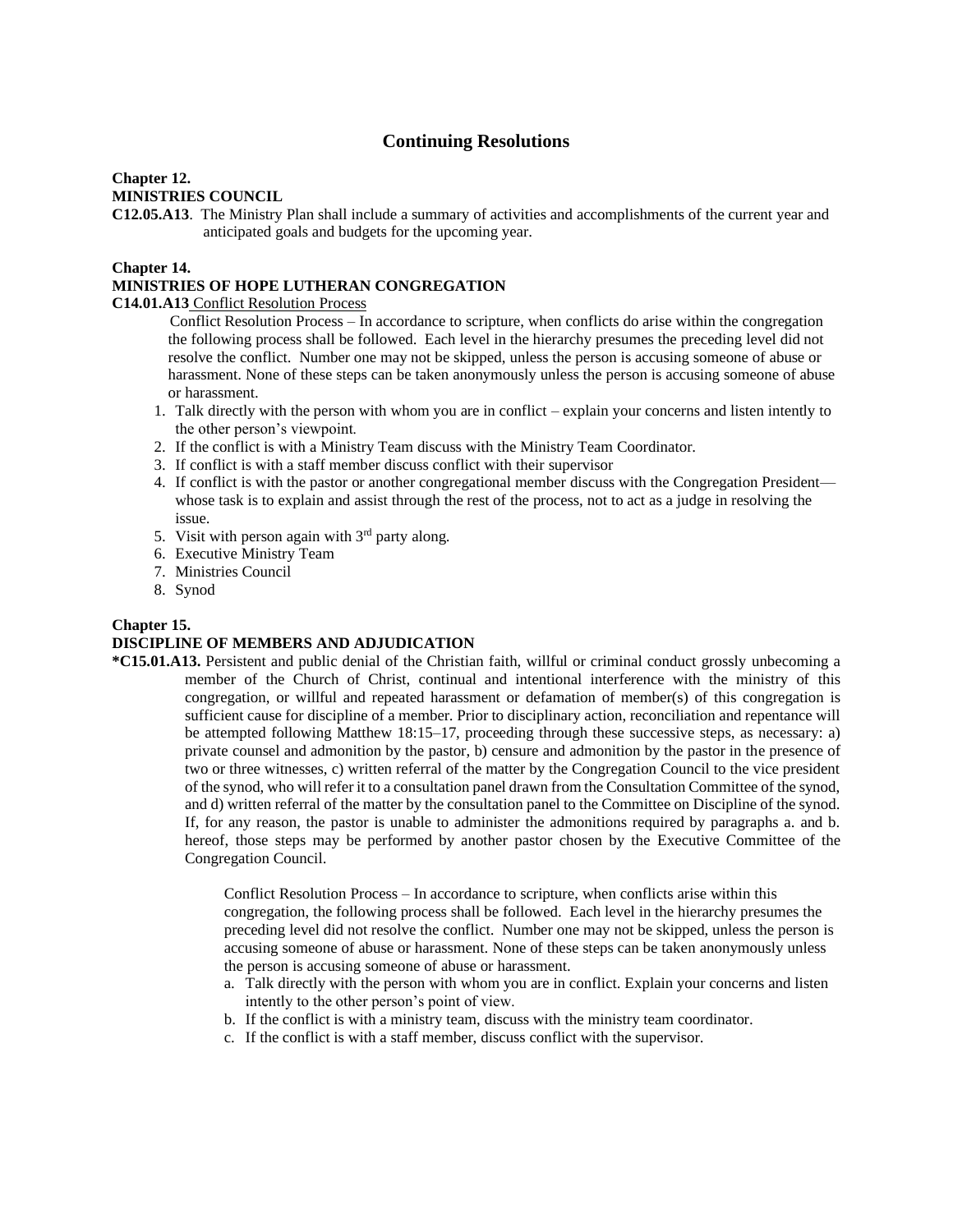# Continuing Resolutions

**Chapter 12.**
**MINISTRIES COUNCIL**

**C12.05.A13**. The Ministry Plan shall include a summary of activities and accomplishments of the current year and anticipated goals and budgets for the upcoming year.

**Chapter 14.**
**MINISTRIES OF HOPE LUTHERAN CONGREGATION**

**C14.01.A13** Conflict Resolution Process

Conflict Resolution Process – In accordance to scripture, when conflicts do arise within the congregation the following process shall be followed. Each level in the hierarchy presumes the preceding level did not resolve the conflict. Number one may not be skipped, unless the person is accusing someone of abuse or harassment. None of these steps can be taken anonymously unless the person is accusing someone of abuse or harassment.

1. Talk directly with the person with whom you are in conflict – explain your concerns and listen intently to the other person's viewpoint.
2. If the conflict is with a Ministry Team discuss with the Ministry Team Coordinator.
3. If conflict is with a staff member discuss conflict with their supervisor
4. If conflict is with the pastor or another congregational member discuss with the Congregation President—whose task is to explain and assist through the rest of the process, not to act as a judge in resolving the issue.
5. Visit with person again with 3rd party along.
6. Executive Ministry Team
7. Ministries Council
8. Synod

**Chapter 15.**
**DISCIPLINE OF MEMBERS AND ADJUDICATION**

**\*C15.01.A13.** Persistent and public denial of the Christian faith, willful or criminal conduct grossly unbecoming a member of the Church of Christ, continual and intentional interference with the ministry of this congregation, or willful and repeated harassment or defamation of member(s) of this congregation is sufficient cause for discipline of a member. Prior to disciplinary action, reconciliation and repentance will be attempted following Matthew 18:15–17, proceeding through these successive steps, as necessary: a) private counsel and admonition by the pastor, b) censure and admonition by the pastor in the presence of two or three witnesses, c) written referral of the matter by the Congregation Council to the vice president of the synod, who will refer it to a consultation panel drawn from the Consultation Committee of the synod, and d) written referral of the matter by the consultation panel to the Committee on Discipline of the synod. If, for any reason, the pastor is unable to administer the admonitions required by paragraphs a. and b. hereof, those steps may be performed by another pastor chosen by the Executive Committee of the Congregation Council.

Conflict Resolution Process – In accordance to scripture, when conflicts arise within this congregation, the following process shall be followed. Each level in the hierarchy presumes the preceding level did not resolve the conflict. Number one may not be skipped, unless the person is accusing someone of abuse or harassment. None of these steps can be taken anonymously unless the person is accusing someone of abuse or harassment.

a. Talk directly with the person with whom you are in conflict. Explain your concerns and listen intently to the other person's point of view.
b. If the conflict is with a ministry team, discuss with the ministry team coordinator.
c. If the conflict is with a staff member, discuss conflict with the supervisor.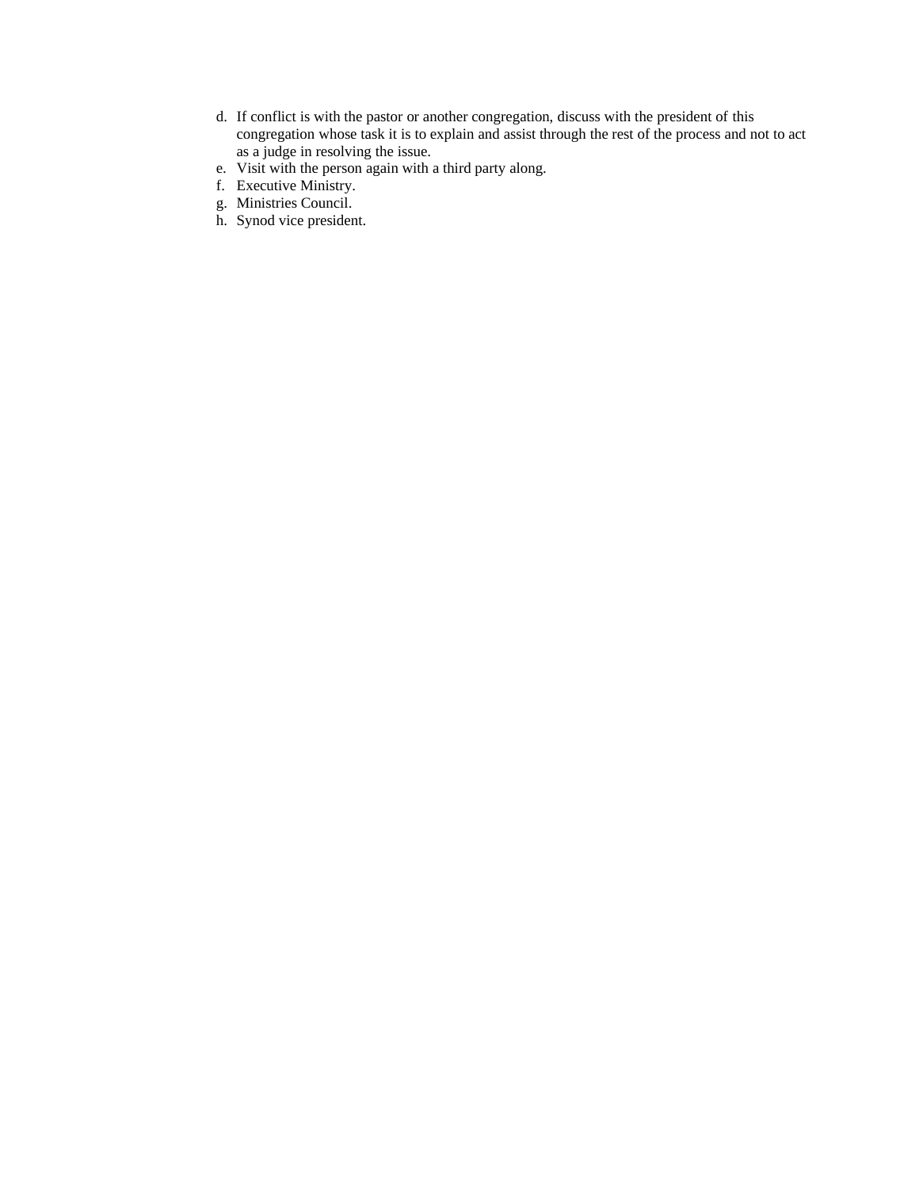d. If conflict is with the pastor or another congregation, discuss with the president of this congregation whose task it is to explain and assist through the rest of the process and not to act as a judge in resolving the issue.
e. Visit with the person again with a third party along.
f. Executive Ministry.
g. Ministries Council.
h. Synod vice president.